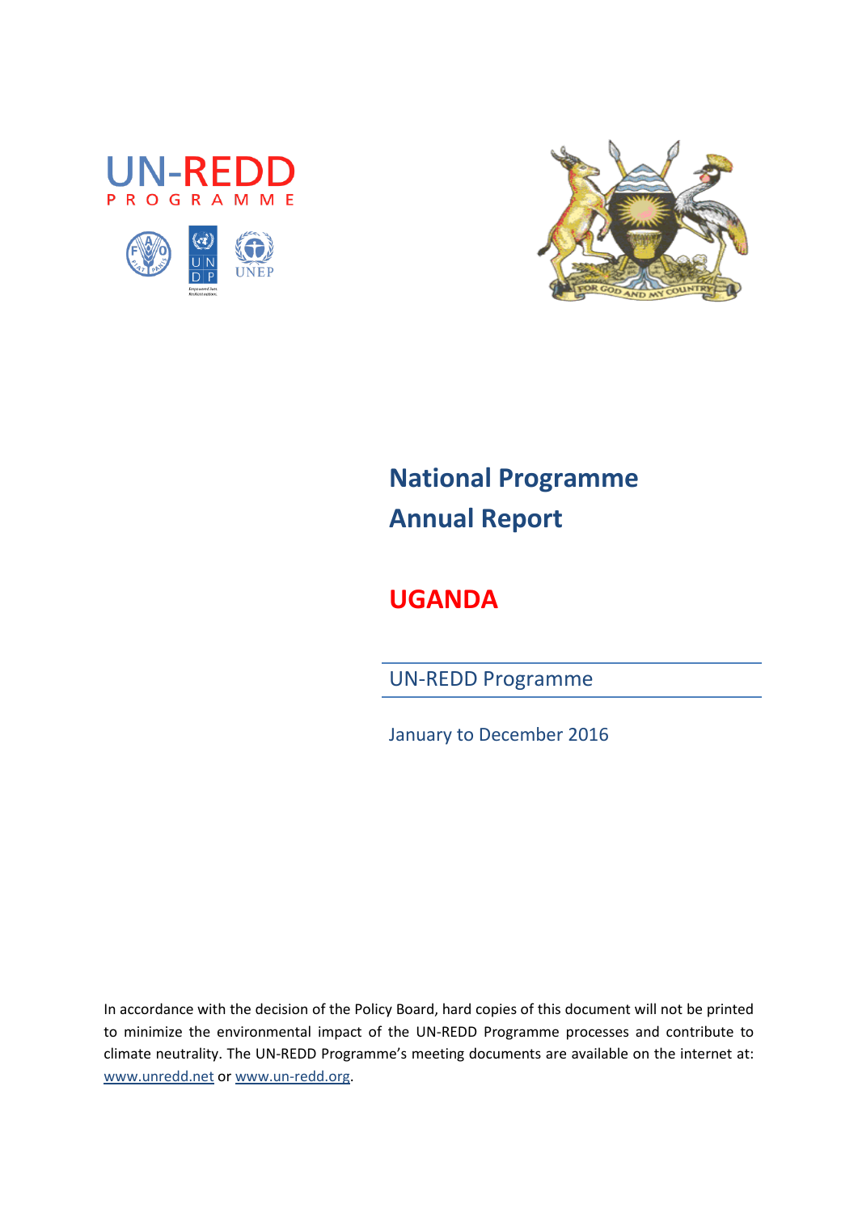UN-REDD PROGRAMME

# National Programme Annual Report

# UGANDA

## UN-REDD Programme

January to December 2016

In accordance with the decision of the Policy Board, hard copies of this document will not be printed to minimize the environmental impact of the UN-REDD Programme processes and contribute to climate neutrality. The UN-REDD Programme's meeting documents are available on the internet at: www.unredd.net or www.un-redd.org.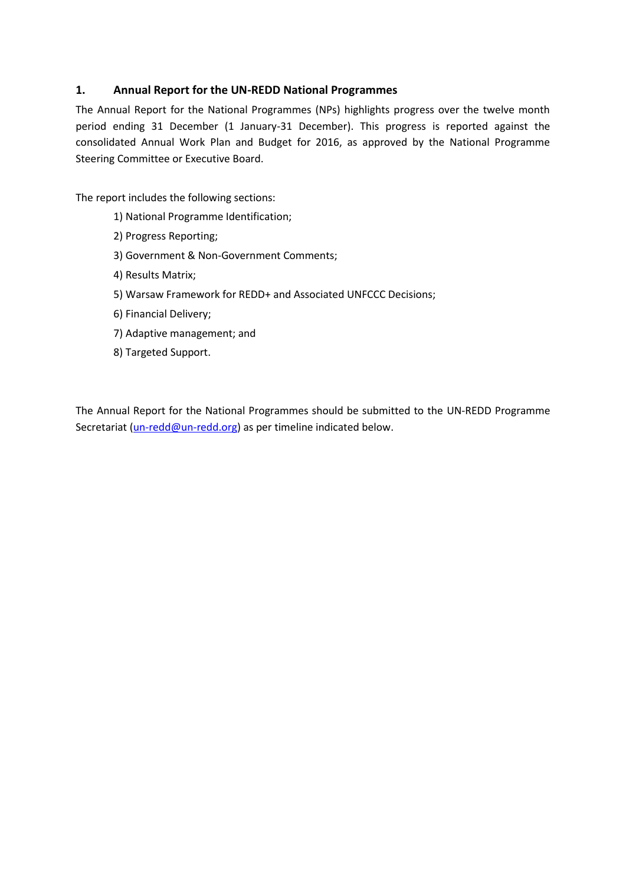## 1. Annual Report for the UN-REDD National Programmes

The Annual Report for the National Programmes (NPs) highlights progress over the twelve month period ending 31 December (1 January-31 December). This progress is reported against the consolidated Annual Work Plan and Budget for 2016, as approved by the National Programme Steering Committee or Executive Board.

The report includes the following sections:

1) National Programme Identification;
2) Progress Reporting;
3) Government & Non-Government Comments;
4) Results Matrix;
5) Warsaw Framework for REDD+ and Associated UNFCCC Decisions;
6) Financial Delivery;
7) Adaptive management; and
8) Targeted Support.

The Annual Report for the National Programmes should be submitted to the UN-REDD Programme Secretariat (un-redd@un-redd.org) as per timeline indicated below.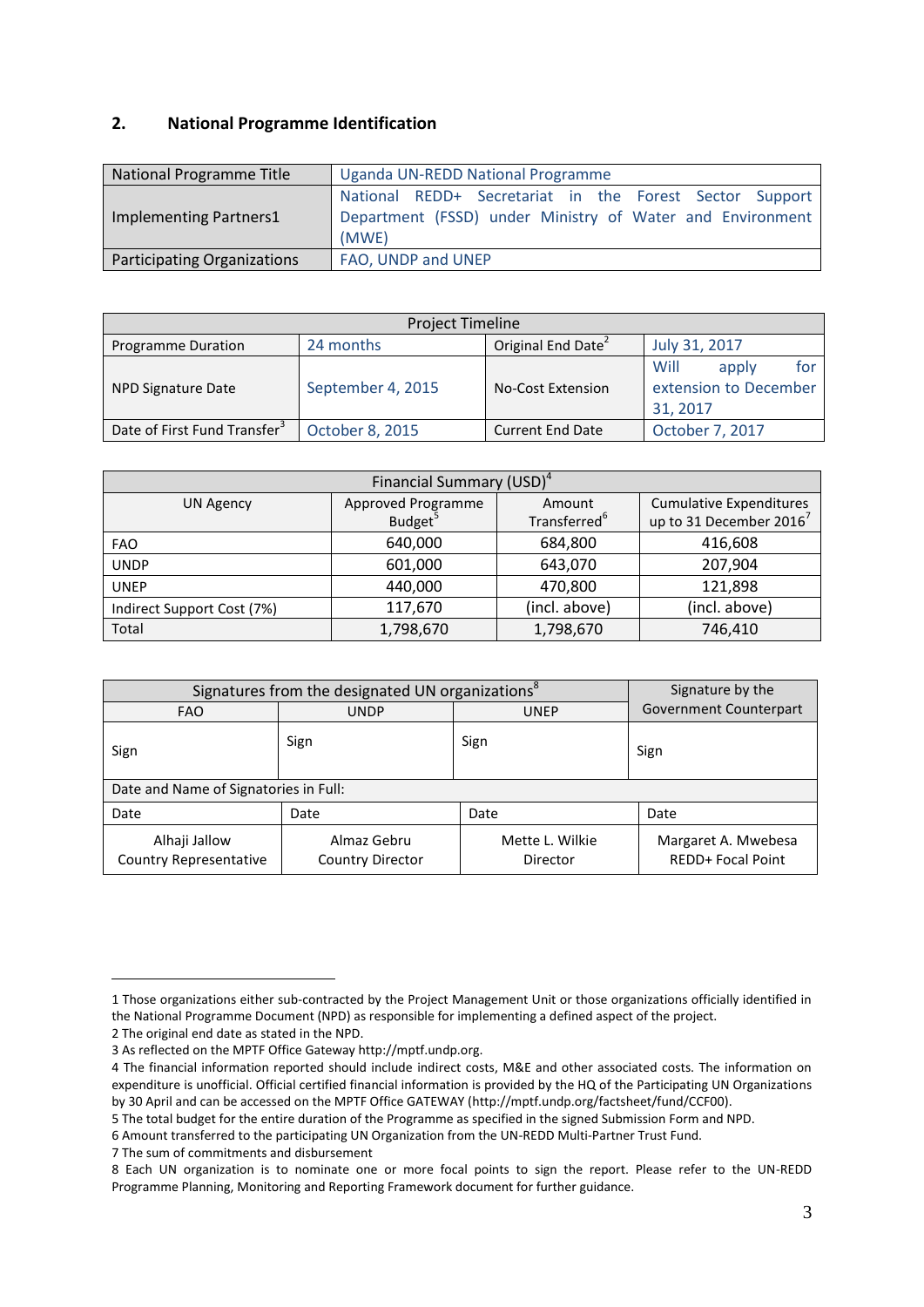## 2. National Programme Identification

| National Programme Title | Uganda UN-REDD National Programme |
|---|---|
| Implementing Partners[1] | National REDD+ Secretariat in the Forest Sector Support Department (FSSD) under Ministry of Water and Environment (MWE) |
| Participating Organizations | FAO, UNDP and UNEP |

| Project Timeline | | | |
|---|---|---|---|
| Programme Duration | 24 months | Original End Date[2] | July 31, 2017 |
| NPD Signature Date | September 4, 2015 | No-Cost Extension | Will apply for extension to December 31, 2017 |
| Date of First Fund Transfer[3] | October 8, 2015 | Current End Date | October 7, 2017 |

| Financial Summary (USD)[4] | | | |
|---|---|---|---|
| UN Agency | Approved Programme Budget[5] | Amount Transferred[6] | Cumulative Expenditures up to 31 December 2016[7] |
| FAO | 640,000 | 684,800 | 416,608 |
| UNDP | 601,000 | 643,070 | 207,904 |
| UNEP | 440,000 | 470,800 | 121,898 |
| Indirect Support Cost (7%) | 117,670 | (incl. above) | (incl. above) |
| Total | 1,798,670 | 1,798,670 | 746,410 |

| Signatures from the designated UN organizations[8] | | | Signature by the Government Counterpart |
|---|---|---|---|
| FAO | UNDP | UNEP | |
| Sign | Sign | Sign | Sign |
| Date and Name of Signatories in Full: | | | |
| Date | Date | Date | Date |
| Alhaji Jallow<br>Country Representative | Almaz Gebru<br>Country Director | Mette L. Wilkie<br>Director | Margaret A. Mwebesa<br>REDD+ Focal Point |

1 Those organizations either sub-contracted by the Project Management Unit or those organizations officially identified in the National Programme Document (NPD) as responsible for implementing a defined aspect of the project.

2 The original end date as stated in the NPD.

3 As reflected on the MPTF Office Gateway http://mptf.undp.org.

4 The financial information reported should include indirect costs, M&E and other associated costs. The information on expenditure is unofficial. Official certified financial information is provided by the HQ of the Participating UN Organizations by 30 April and can be accessed on the MPTF Office GATEWAY (http://mptf.undp.org/factsheet/fund/CCF00).

5 The total budget for the entire duration of the Programme as specified in the signed Submission Form and NPD.

6 Amount transferred to the participating UN Organization from the UN-REDD Multi-Partner Trust Fund.

7 The sum of commitments and disbursement

8 Each UN organization is to nominate one or more focal points to sign the report. Please refer to the UN-REDD Programme Planning, Monitoring and Reporting Framework document for further guidance.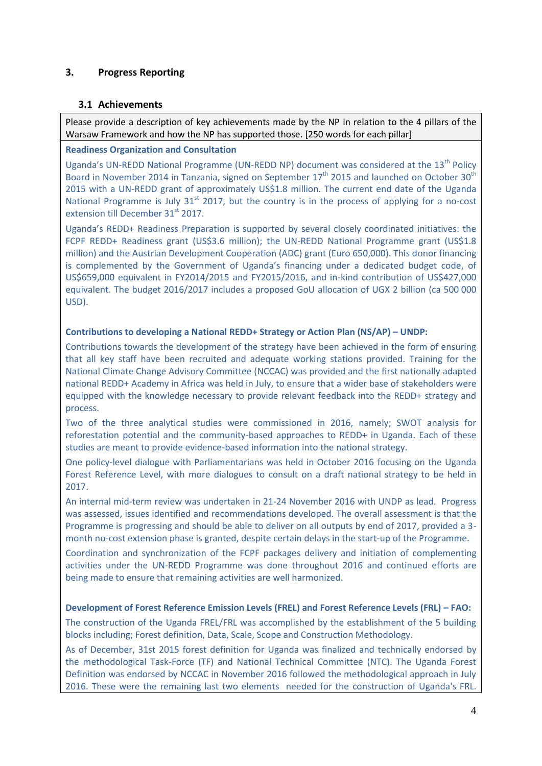## 3. Progress Reporting

### 3.1 Achievements

Please provide a description of key achievements made by the NP in relation to the 4 pillars of the Warsaw Framework and how the NP has supported those. [250 words for each pillar]

**Readiness Organization and Consultation**

Uganda's UN-REDD National Programme (UN-REDD NP) document was considered at the 13th Policy Board in November 2014 in Tanzania, signed on September 17th 2015 and launched on October 30th 2015 with a UN-REDD grant of approximately US$1.8 million. The current end date of the Uganda National Programme is July 31st 2017, but the country is in the process of applying for a no-cost extension till December 31st 2017.

Uganda's REDD+ Readiness Preparation is supported by several closely coordinated initiatives: the FCPF REDD+ Readiness grant (US$3.6 million); the UN-REDD National Programme grant (US$1.8 million) and the Austrian Development Cooperation (ADC) grant (Euro 650,000). This donor financing is complemented by the Government of Uganda's financing under a dedicated budget code, of US$659,000 equivalent in FY2014/2015 and FY2015/2016, and in-kind contribution of US$427,000 equivalent. The budget 2016/2017 includes a proposed GoU allocation of UGX 2 billion (ca 500 000 USD).

**Contributions to developing a National REDD+ Strategy or Action Plan (NS/AP) – UNDP:**

Contributions towards the development of the strategy have been achieved in the form of ensuring that all key staff have been recruited and adequate working stations provided. Training for the National Climate Change Advisory Committee (NCCAC) was provided and the first nationally adapted national REDD+ Academy in Africa was held in July, to ensure that a wider base of stakeholders were equipped with the knowledge necessary to provide relevant feedback into the REDD+ strategy and process.

Two of the three analytical studies were commissioned in 2016, namely; SWOT analysis for reforestation potential and the community-based approaches to REDD+ in Uganda. Each of these studies are meant to provide evidence-based information into the national strategy.

One policy-level dialogue with Parliamentarians was held in October 2016 focusing on the Uganda Forest Reference Level, with more dialogues to consult on a draft national strategy to be held in 2017.

An internal mid-term review was undertaken in 21-24 November 2016 with UNDP as lead. Progress was assessed, issues identified and recommendations developed. The overall assessment is that the Programme is progressing and should be able to deliver on all outputs by end of 2017, provided a 3-month no-cost extension phase is granted, despite certain delays in the start-up of the Programme.

Coordination and synchronization of the FCPF packages delivery and initiation of complementing activities under the UN-REDD Programme was done throughout 2016 and continued efforts are being made to ensure that remaining activities are well harmonized.

**Development of Forest Reference Emission Levels (FREL) and Forest Reference Levels (FRL) – FAO:**

The construction of the Uganda FREL/FRL was accomplished by the establishment of the 5 building blocks including; Forest definition, Data, Scale, Scope and Construction Methodology.

As of December, 31st 2015 forest definition for Uganda was finalized and technically endorsed by the methodological Task-Force (TF) and National Technical Committee (NTC). The Uganda Forest Definition was endorsed by NCCAC in November 2016 followed the methodological approach in July 2016. These were the remaining last two elements needed for the construction of Uganda's FRL.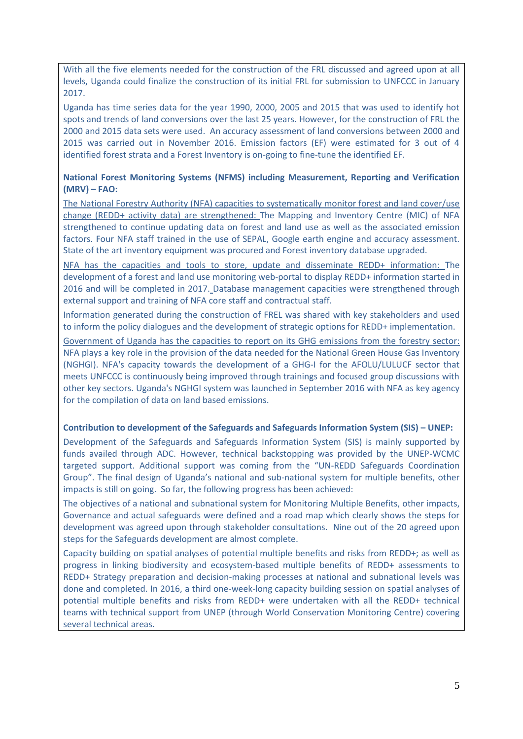With all the five elements needed for the construction of the FRL discussed and agreed upon at all levels, Uganda could finalize the construction of its initial FRL for submission to UNFCCC in January 2017.

Uganda has time series data for the year 1990, 2000, 2005 and 2015 that was used to identify hot spots and trends of land conversions over the last 25 years. However, for the construction of FRL the 2000 and 2015 data sets were used. An accuracy assessment of land conversions between 2000 and 2015 was carried out in November 2016. Emission factors (EF) were estimated for 3 out of 4 identified forest strata and a Forest Inventory is on-going to fine-tune the identified EF.

**National Forest Monitoring Systems (NFMS) including Measurement, Reporting and Verification (MRV) – FAO:**

The National Forestry Authority (NFA) capacities to systematically monitor forest and land cover/use change (REDD+ activity data) are strengthened: The Mapping and Inventory Centre (MIC) of NFA strengthened to continue updating data on forest and land use as well as the associated emission factors. Four NFA staff trained in the use of SEPAL, Google earth engine and accuracy assessment. State of the art inventory equipment was procured and Forest inventory database upgraded.

NFA has the capacities and tools to store, update and disseminate REDD+ information: The development of a forest and land use monitoring web-portal to display REDD+ information started in 2016 and will be completed in 2017. Database management capacities were strengthened through external support and training of NFA core staff and contractual staff.

Information generated during the construction of FREL was shared with key stakeholders and used to inform the policy dialogues and the development of strategic options for REDD+ implementation.

Government of Uganda has the capacities to report on its GHG emissions from the forestry sector: NFA plays a key role in the provision of the data needed for the National Green House Gas Inventory (NGHGI). NFA's capacity towards the development of a GHG-I for the AFOLU/LULUCF sector that meets UNFCCC is continuously being improved through trainings and focused group discussions with other key sectors. Uganda's NGHGI system was launched in September 2016 with NFA as key agency for the compilation of data on land based emissions.

**Contribution to development of the Safeguards and Safeguards Information System (SIS) – UNEP:**

Development of the Safeguards and Safeguards Information System (SIS) is mainly supported by funds availed through ADC. However, technical backstopping was provided by the UNEP-WCMC targeted support. Additional support was coming from the "UN-REDD Safeguards Coordination Group". The final design of Uganda's national and sub-national system for multiple benefits, other impacts is still on going. So far, the following progress has been achieved:

The objectives of a national and subnational system for Monitoring Multiple Benefits, other impacts, Governance and actual safeguards were defined and a road map which clearly shows the steps for development was agreed upon through stakeholder consultations. Nine out of the 20 agreed upon steps for the Safeguards development are almost complete.

Capacity building on spatial analyses of potential multiple benefits and risks from REDD+; as well as progress in linking biodiversity and ecosystem-based multiple benefits of REDD+ assessments to REDD+ Strategy preparation and decision-making processes at national and subnational levels was done and completed. In 2016, a third one-week-long capacity building session on spatial analyses of potential multiple benefits and risks from REDD+ were undertaken with all the REDD+ technical teams with technical support from UNEP (through World Conservation Monitoring Centre) covering several technical areas.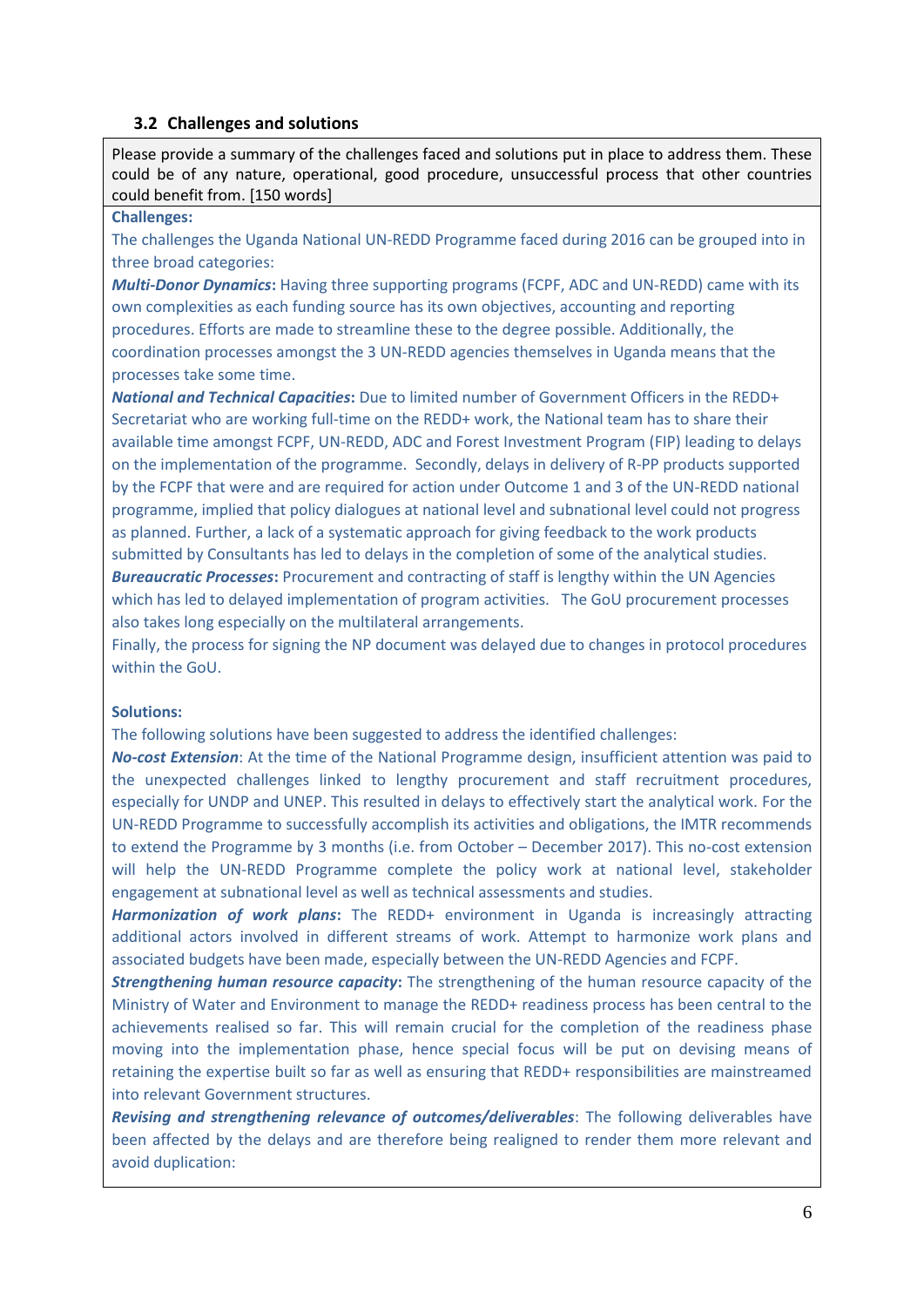### 3.2 Challenges and solutions

Please provide a summary of the challenges faced and solutions put in place to address them. These could be of any nature, operational, good procedure, unsuccessful process that other countries could benefit from. [150 words]

**Challenges:**

The challenges the Uganda National UN-REDD Programme faced during 2016 can be grouped into in three broad categories:

***Multi-Donor Dynamics*:** Having three supporting programs (FCPF, ADC and UN-REDD) came with its own complexities as each funding source has its own objectives, accounting and reporting procedures. Efforts are made to streamline these to the degree possible. Additionally, the coordination processes amongst the 3 UN-REDD agencies themselves in Uganda means that the processes take some time.

***National and Technical Capacities*:** Due to limited number of Government Officers in the REDD+ Secretariat who are working full-time on the REDD+ work, the National team has to share their available time amongst FCPF, UN-REDD, ADC and Forest Investment Program (FIP) leading to delays on the implementation of the programme. Secondly, delays in delivery of R-PP products supported by the FCPF that were and are required for action under Outcome 1 and 3 of the UN-REDD national programme, implied that policy dialogues at national level and subnational level could not progress as planned. Further, a lack of a systematic approach for giving feedback to the work products submitted by Consultants has led to delays in the completion of some of the analytical studies.

***Bureaucratic Processes*:** Procurement and contracting of staff is lengthy within the UN Agencies which has led to delayed implementation of program activities. The GoU procurement processes also takes long especially on the multilateral arrangements.

Finally, the process for signing the NP document was delayed due to changes in protocol procedures within the GoU.

**Solutions:**

The following solutions have been suggested to address the identified challenges:

***No-cost Extension***: At the time of the National Programme design, insufficient attention was paid to the unexpected challenges linked to lengthy procurement and staff recruitment procedures, especially for UNDP and UNEP. This resulted in delays to effectively start the analytical work. For the UN-REDD Programme to successfully accomplish its activities and obligations, the IMTR recommends to extend the Programme by 3 months (i.e. from October – December 2017). This no-cost extension will help the UN-REDD Programme complete the policy work at national level, stakeholder engagement at subnational level as well as technical assessments and studies.

***Harmonization of work plans*:** The REDD+ environment in Uganda is increasingly attracting additional actors involved in different streams of work. Attempt to harmonize work plans and associated budgets have been made, especially between the UN-REDD Agencies and FCPF.

***Strengthening human resource capacity*:** The strengthening of the human resource capacity of the Ministry of Water and Environment to manage the REDD+ readiness process has been central to the achievements realised so far. This will remain crucial for the completion of the readiness phase moving into the implementation phase, hence special focus will be put on devising means of retaining the expertise built so far as well as ensuring that REDD+ responsibilities are mainstreamed into relevant Government structures.

***Revising and strengthening relevance of outcomes/deliverables***: The following deliverables have been affected by the delays and are therefore being realigned to render them more relevant and avoid duplication: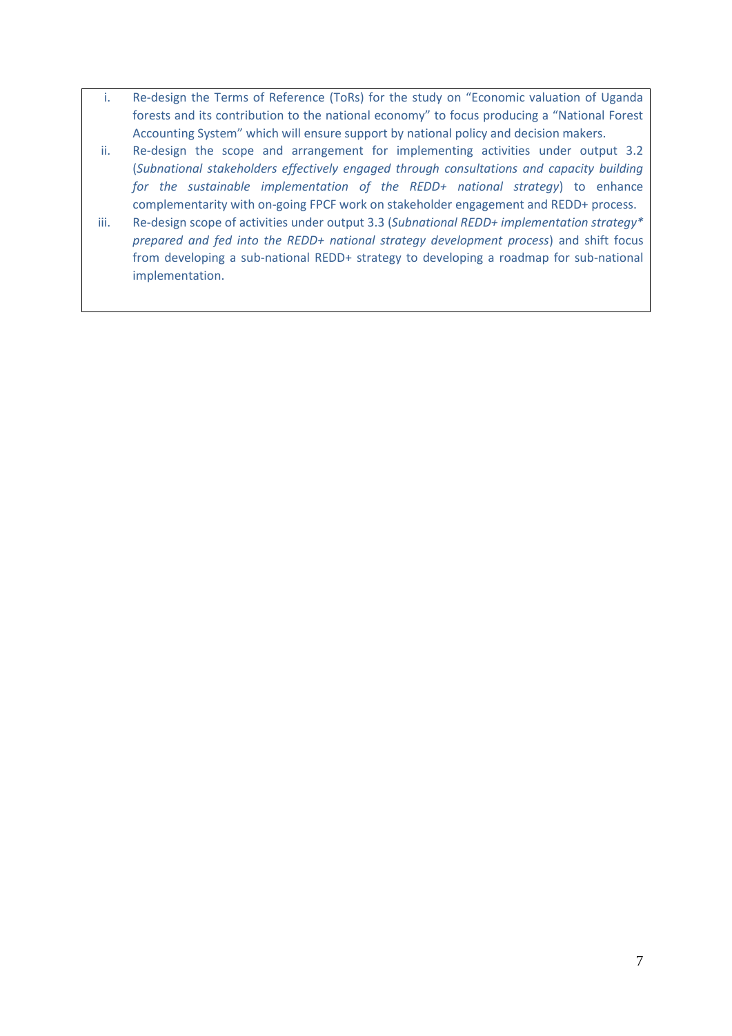i. Re-design the Terms of Reference (ToRs) for the study on "Economic valuation of Uganda forests and its contribution to the national economy" to focus producing a "National Forest Accounting System" which will ensure support by national policy and decision makers.
ii. Re-design the scope and arrangement for implementing activities under output 3.2 (*Subnational stakeholders effectively engaged through consultations and capacity building for the sustainable implementation of the REDD+ national strategy*) to enhance complementarity with on-going FPCF work on stakeholder engagement and REDD+ process.
iii. Re-design scope of activities under output 3.3 (*Subnational REDD+ implementation strategy* prepared and fed into the REDD+ national strategy development process*) and shift focus from developing a sub-national REDD+ strategy to developing a roadmap for sub-national implementation.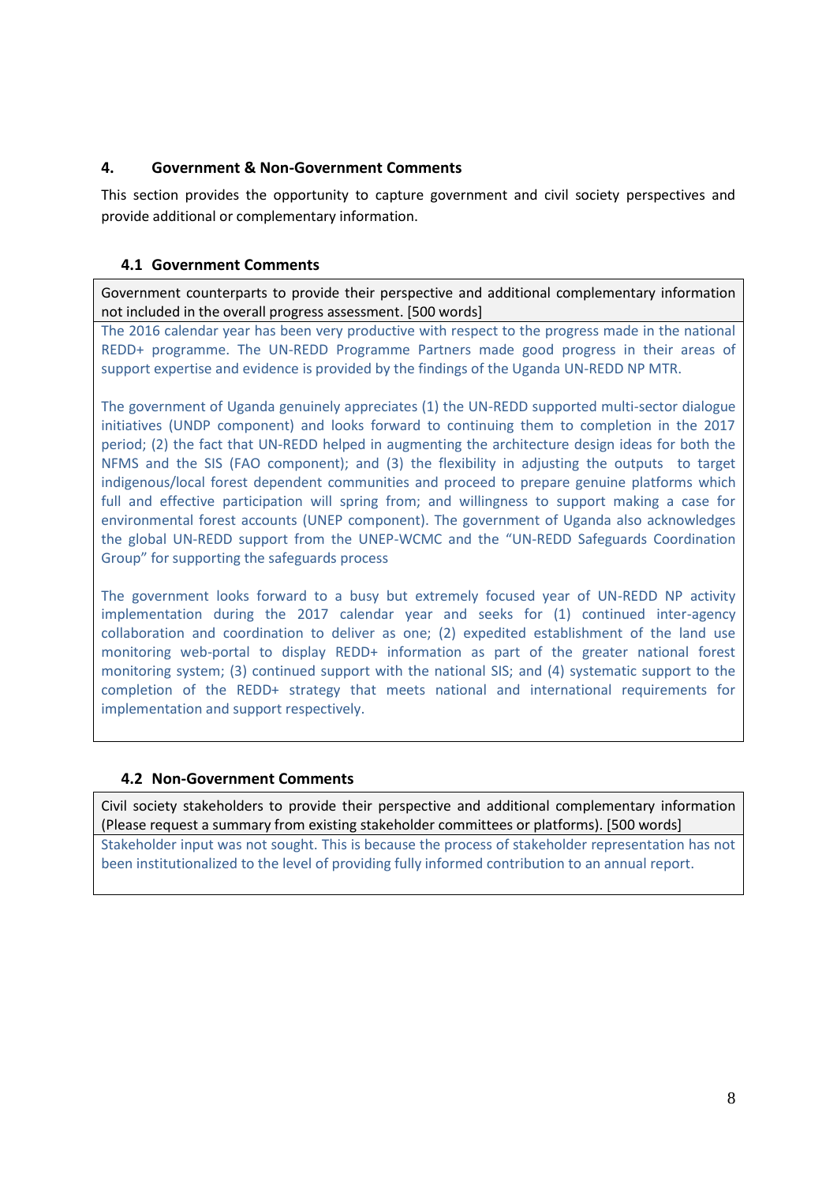## 4. Government & Non-Government Comments

This section provides the opportunity to capture government and civil society perspectives and provide additional or complementary information.

### 4.1 Government Comments

| Government counterparts to provide their perspective and additional complementary information not included in the overall progress assessment. [500 words] |
|---|
| The 2016 calendar year has been very productive with respect to the progress made in the national REDD+ programme. The UN-REDD Programme Partners made good progress in their areas of support expertise and evidence is provided by the findings of the Uganda UN-REDD NP MTR.<br><br>The government of Uganda genuinely appreciates (1) the UN-REDD supported multi-sector dialogue initiatives (UNDP component) and looks forward to continuing them to completion in the 2017 period; (2) the fact that UN-REDD helped in augmenting the architecture design ideas for both the NFMS and the SIS (FAO component); and (3) the flexibility in adjusting the outputs to target indigenous/local forest dependent communities and proceed to prepare genuine platforms which full and effective participation will spring from; and willingness to support making a case for environmental forest accounts (UNEP component). The government of Uganda also acknowledges the global UN-REDD support from the UNEP-WCMC and the "UN-REDD Safeguards Coordination Group" for supporting the safeguards process<br><br>The government looks forward to a busy but extremely focused year of UN-REDD NP activity implementation during the 2017 calendar year and seeks for (1) continued inter-agency collaboration and coordination to deliver as one; (2) expedited establishment of the land use monitoring web-portal to display REDD+ information as part of the greater national forest monitoring system; (3) continued support with the national SIS; and (4) systematic support to the completion of the REDD+ strategy that meets national and international requirements for implementation and support respectively. |

### 4.2 Non-Government Comments

| Civil society stakeholders to provide their perspective and additional complementary information (Please request a summary from existing stakeholder committees or platforms). [500 words] |
|---|
| Stakeholder input was not sought. This is because the process of stakeholder representation has not been institutionalized to the level of providing fully informed contribution to an annual report. |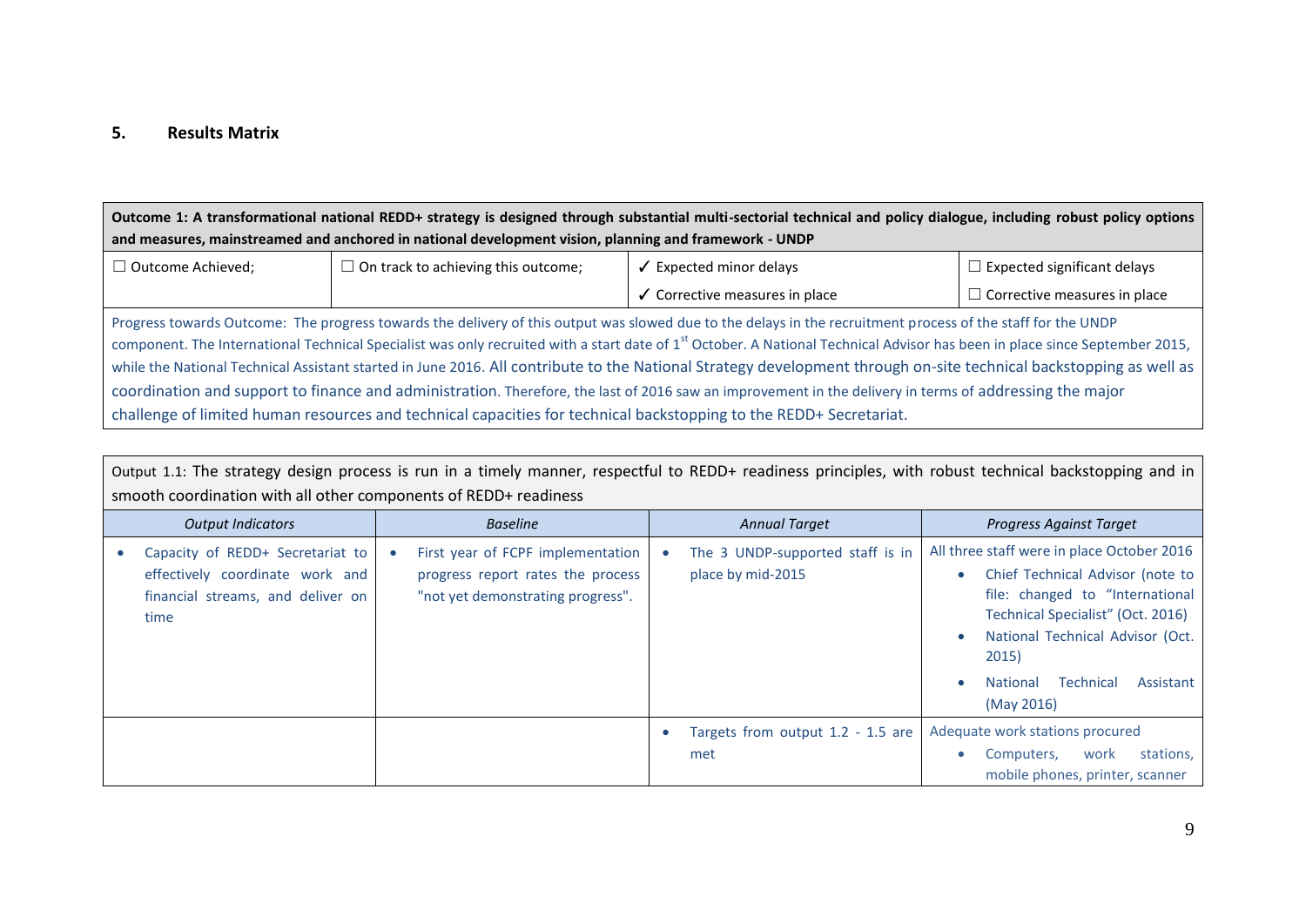## 5. Results Matrix

| **Outcome 1: A transformational national REDD+ strategy is designed through substantial multi-sectorial technical and policy dialogue, including robust policy options and measures, mainstreamed and anchored in national development vision, planning and framework - UNDP** | | | |
|---|---|---|---|
| ☐ Outcome Achieved; | ☐ On track to achieving this outcome; | ✓ Expected minor delays | ☐ Expected significant delays |
| | | ✓ Corrective measures in place | ☐ Corrective measures in place |
| Progress towards Outcome: The progress towards the delivery of this output was slowed due to the delays in the recruitment process of the staff for the UNDP component. The International Technical Specialist was only recruited with a start date of 1st October. A National Technical Advisor has been in place since September 2015, while the National Technical Assistant started in June 2016. All contribute to the National Strategy development through on-site technical backstopping as well as coordination and support to finance and administration. Therefore, the last of 2016 saw an improvement in the delivery in terms of addressing the major challenge of limited human resources and technical capacities for technical backstopping to the REDD+ Secretariat. | | | |

| Output 1.1: The strategy design process is run in a timely manner, respectful to REDD+ readiness principles, with robust technical backstopping and in smooth coordination with all other components of REDD+ readiness | | | |
|---|---|---|---|
| *Output Indicators* | *Baseline* | *Annual Target* | *Progress Against Target* |
| • Capacity of REDD+ Secretariat to effectively coordinate work and financial streams, and deliver on time | • First year of FCPF implementation progress report rates the process "not yet demonstrating progress". | • The 3 UNDP-supported staff is in place by mid-2015 | All three staff were in place October 2016<br>• Chief Technical Advisor (note to file: changed to "International Technical Specialist" (Oct. 2016)<br>• National Technical Advisor (Oct. 2015)<br>• National Technical Assistant (May 2016) |
| | | • Targets from output 1.2 - 1.5 are met | Adequate work stations procured<br>• Computers, work stations, mobile phones, printer, scanner |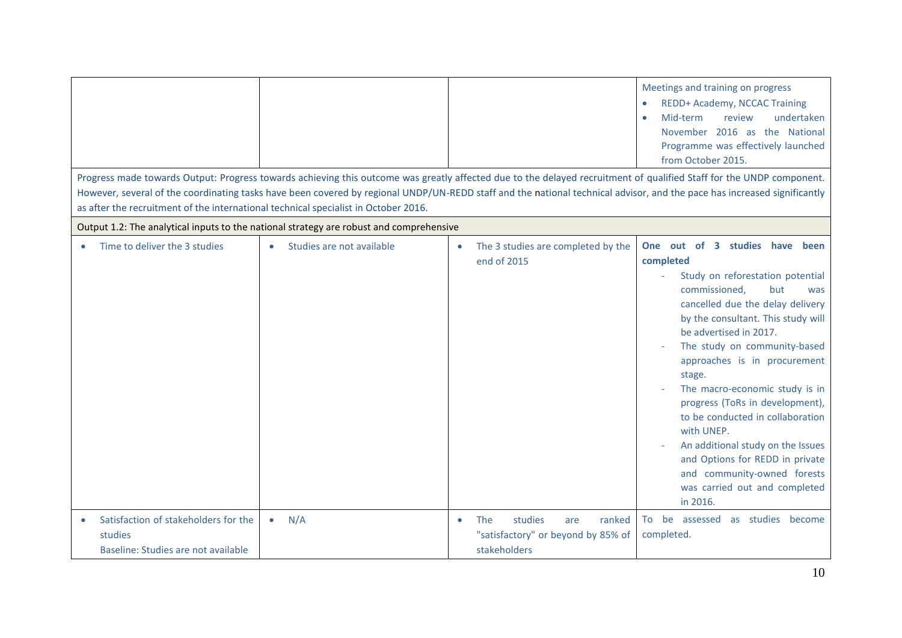| | | | |
|---|---|---|---|
| | | | Meetings and training on progress<br>• REDD+ Academy, NCCAC Training<br>• Mid-term review undertaken November 2016 as the National Programme was effectively launched from October 2015. |
| Progress made towards Output: Progress towards achieving this outcome was greatly affected due to the delayed recruitment of qualified Staff for the UNDP component. However, several of the coordinating tasks have been covered by regional UNDP/UN-REDD staff and the national technical advisor, and the pace has increased significantly as after the recruitment of the international technical specialist in October 2016. | | | |
| Output 1.2: The analytical inputs to the national strategy are robust and comprehensive | | | |
| • Time to deliver the 3 studies | • Studies are not available | • The 3 studies are completed by the end of 2015 | **One out of 3 studies have been completed**<br>- Study on reforestation potential commissioned, but was cancelled due the delay delivery by the consultant. This study will be advertised in 2017.<br>- The study on community-based approaches is in procurement stage.<br>- The macro-economic study is in progress (ToRs in development), to be conducted in collaboration with UNEP.<br>- An additional study on the Issues and Options for REDD in private and community-owned forests was carried out and completed in 2016. |
| • Satisfaction of stakeholders for the studies<br>Baseline: Studies are not available | • N/A | • The studies are ranked "satisfactory" or beyond by 85% of stakeholders | To be assessed as studies become completed. |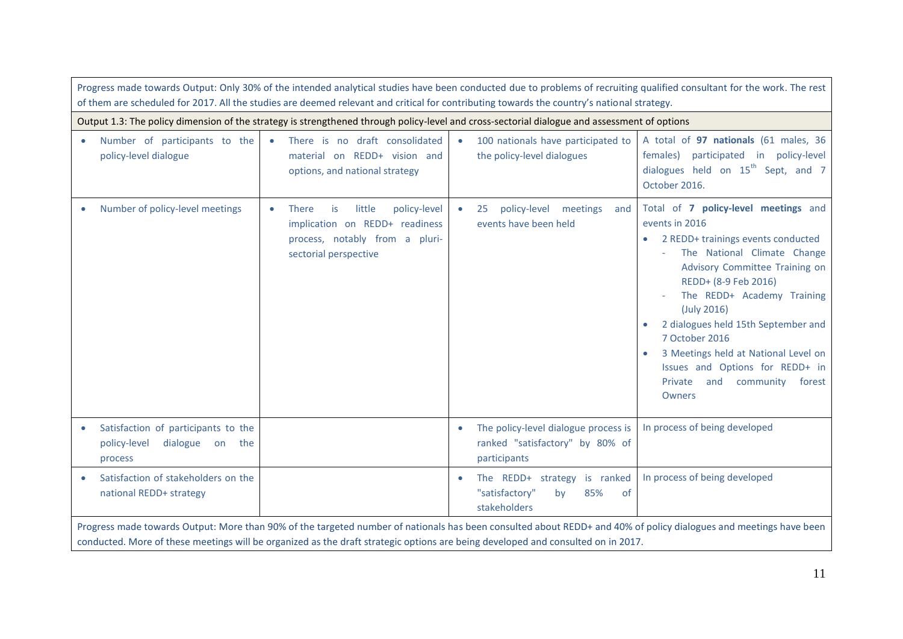| | | | |
|---|---|---|---|
| Progress made towards Output: Only 30% of the intended analytical studies have been conducted due to problems of recruiting qualified consultant for the work. The rest of them are scheduled for 2017. All the studies are deemed relevant and critical for contributing towards the country's national strategy. | | | |
| Output 1.3: The policy dimension of the strategy is strengthened through policy-level and cross-sectorial dialogue and assessment of options | | | |
| • Number of participants to the policy-level dialogue | • There is no draft consolidated material on REDD+ vision and options, and national strategy | • 100 nationals have participated to the policy-level dialogues | A total of **97 nationals** (61 males, 36 females) participated in policy-level dialogues held on 15th Sept, and 7 October 2016. |
| • Number of policy-level meetings | • There is little policy-level implication on REDD+ readiness process, notably from a pluri-sectorial perspective | • 25 policy-level meetings and events have been held | Total of **7 policy-level meetings** and events in 2016<br>• 2 REDD+ trainings events conducted<br>  - The National Climate Change Advisory Committee Training on REDD+ (8-9 Feb 2016)<br>  - The REDD+ Academy Training (July 2016)<br>• 2 dialogues held 15th September and 7 October 2016<br>• 3 Meetings held at National Level on Issues and Options for REDD+ in Private and community forest Owners |
| • Satisfaction of participants to the policy-level dialogue on the process | | • The policy-level dialogue process is ranked "satisfactory" by 80% of participants | In process of being developed |
| • Satisfaction of stakeholders on the national REDD+ strategy | | • The REDD+ strategy is ranked "satisfactory" by 85% of stakeholders | In process of being developed |
| Progress made towards Output: More than 90% of the targeted number of nationals has been consulted about REDD+ and 40% of policy dialogues and meetings have been conducted. More of these meetings will be organized as the draft strategic options are being developed and consulted on in 2017. | | | |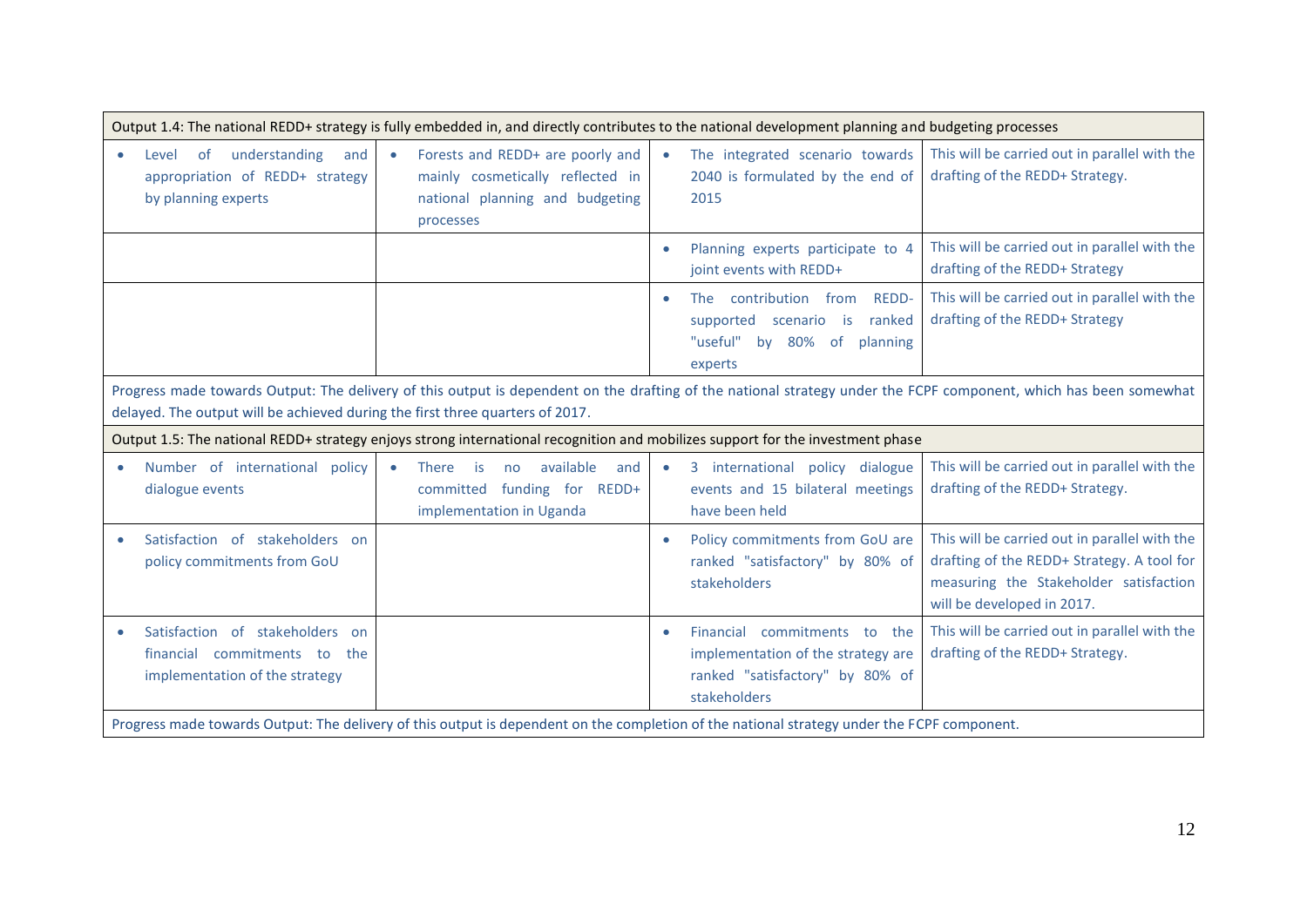| Output 1.4: The national REDD+ strategy is fully embedded in, and directly contributes to the national development planning and budgeting processes | | | |
|---|---|---|---|
| • Level of understanding and appropriation of REDD+ strategy by planning experts | • Forests and REDD+ are poorly and mainly cosmetically reflected in national planning and budgeting processes | • The integrated scenario towards 2040 is formulated by the end of 2015 | This will be carried out in parallel with the drafting of the REDD+ Strategy. |
| | | • Planning experts participate to 4 joint events with REDD+ | This will be carried out in parallel with the drafting of the REDD+ Strategy |
| | | • The contribution from REDD-supported scenario is ranked "useful" by 80% of planning experts | This will be carried out in parallel with the drafting of the REDD+ Strategy |
| Progress made towards Output: The delivery of this output is dependent on the drafting of the national strategy under the FCPF component, which has been somewhat delayed. The output will be achieved during the first three quarters of 2017. | | | |
| Output 1.5: The national REDD+ strategy enjoys strong international recognition and mobilizes support for the investment phase | | | |
| • Number of international policy dialogue events | • There is no available and committed funding for REDD+ implementation in Uganda | • 3 international policy dialogue events and 15 bilateral meetings have been held | This will be carried out in parallel with the drafting of the REDD+ Strategy. |
| • Satisfaction of stakeholders on policy commitments from GoU | | • Policy commitments from GoU are ranked "satisfactory" by 80% of stakeholders | This will be carried out in parallel with the drafting of the REDD+ Strategy. A tool for measuring the Stakeholder satisfaction will be developed in 2017. |
| • Satisfaction of stakeholders on financial commitments to the implementation of the strategy | | • Financial commitments to the implementation of the strategy are ranked "satisfactory" by 80% of stakeholders | This will be carried out in parallel with the drafting of the REDD+ Strategy. |
| Progress made towards Output: The delivery of this output is dependent on the completion of the national strategy under the FCPF component. | | | |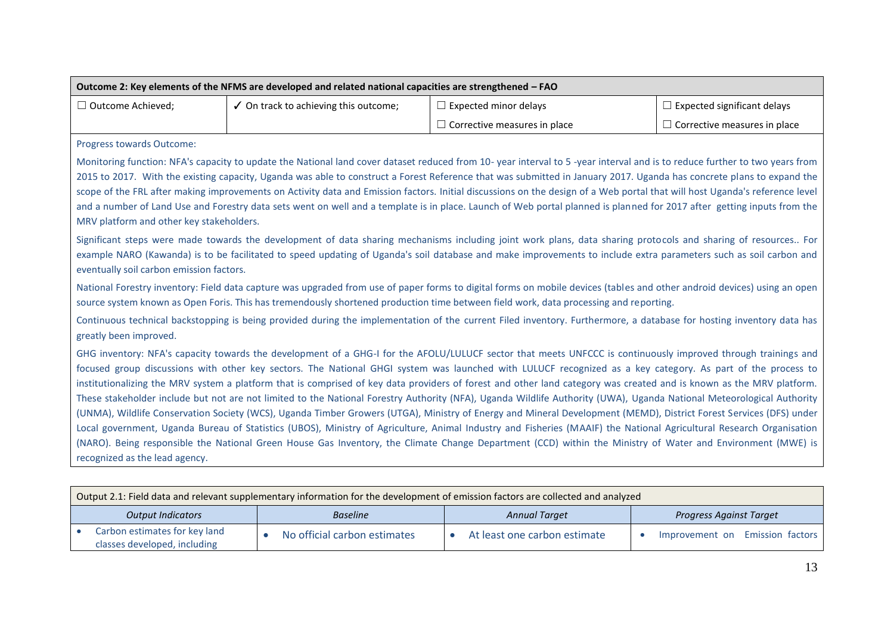| Outcome 2: Key elements of the NFMS are developed and related national capacities are strengthened – FAO | | | |
|---|---|---|---|
| ☐ Outcome Achieved; | ✓ On track to achieving this outcome; | ☐ Expected minor delays | ☐ Expected significant delays |
| | | ☐ Corrective measures in place | ☐ Corrective measures in place |

Progress towards Outcome:

Monitoring function: NFA's capacity to update the National land cover dataset reduced from 10- year interval to 5 -year interval and is to reduce further to two years from 2015 to 2017. With the existing capacity, Uganda was able to construct a Forest Reference that was submitted in January 2017. Uganda has concrete plans to expand the scope of the FRL after making improvements on Activity data and Emission factors. Initial discussions on the design of a Web portal that will host Uganda's reference level and a number of Land Use and Forestry data sets went on well and a template is in place. Launch of Web portal planned is planned for 2017 after getting inputs from the MRV platform and other key stakeholders.

Significant steps were made towards the development of data sharing mechanisms including joint work plans, data sharing protocols and sharing of resources.. For example NARO (Kawanda) is to be facilitated to speed updating of Uganda's soil database and make improvements to include extra parameters such as soil carbon and eventually soil carbon emission factors.

National Forestry inventory: Field data capture was upgraded from use of paper forms to digital forms on mobile devices (tables and other android devices) using an open source system known as Open Foris. This has tremendously shortened production time between field work, data processing and reporting.

Continuous technical backstopping is being provided during the implementation of the current Filed inventory. Furthermore, a database for hosting inventory data has greatly been improved.

GHG inventory: NFA's capacity towards the development of a GHG-I for the AFOLU/LULUCF sector that meets UNFCCC is continuously improved through trainings and focused group discussions with other key sectors. The National GHGI system was launched with LULUCF recognized as a key category. As part of the process to institutionalizing the MRV system a platform that is comprised of key data providers of forest and other land category was created and is known as the MRV platform. These stakeholder include but not are not limited to the National Forestry Authority (NFA), Uganda Wildlife Authority (UWA), Uganda National Meteorological Authority (UNMA), Wildlife Conservation Society (WCS), Uganda Timber Growers (UTGA), Ministry of Energy and Mineral Development (MEMD), District Forest Services (DFS) under Local government, Uganda Bureau of Statistics (UBOS), Ministry of Agriculture, Animal Industry and Fisheries (MAAIF) the National Agricultural Research Organisation (NARO). Being responsible the National Green House Gas Inventory, the Climate Change Department (CCD) within the Ministry of Water and Environment (MWE) is recognized as the lead agency.

| Output 2.1: Field data and relevant supplementary information for the development of emission factors are collected and analyzed | | | |
|---|---|---|---|
| *Output Indicators* | *Baseline* | *Annual Target* | *Progress Against Target* |
| • Carbon estimates for key land classes developed, including | • No official carbon estimates | • At least one carbon estimate | • Improvement on Emission factors |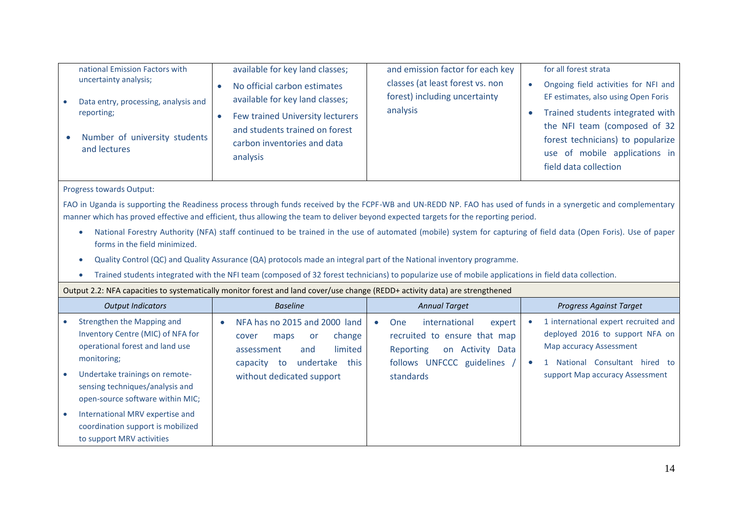| | | | |
|---|---|---|---|
| national Emission Factors with uncertainty analysis;<br>• Data entry, processing, analysis and reporting;<br>• Number of university students and lectures | available for key land classes;<br>• No official carbon estimates available for key land classes;<br>• Few trained University lecturers and students trained on forest carbon inventories and data analysis | and emission factor for each key classes (at least forest vs. non forest) including uncertainty analysis | for all forest strata<br>• Ongoing field activities for NFI and EF estimates, also using Open Foris<br>• Trained students integrated with the NFI team (composed of 32 forest technicians) to popularize use of mobile applications in field data collection |

Progress towards Output:

FAO in Uganda is supporting the Readiness process through funds received by the FCPF-WB and UN-REDD NP. FAO has used of funds in a synergetic and complementary manner which has proved effective and efficient, thus allowing the team to deliver beyond expected targets for the reporting period.

- National Forestry Authority (NFA) staff continued to be trained in the use of automated (mobile) system for capturing of field data (Open Foris). Use of paper forms in the field minimized.
- Quality Control (QC) and Quality Assurance (QA) protocols made an integral part of the National inventory programme.
- Trained students integrated with the NFI team (composed of 32 forest technicians) to popularize use of mobile applications in field data collection.

Output 2.2: NFA capacities to systematically monitor forest and land cover/use change (REDD+ activity data) are strengthened

| *Output Indicators* | *Baseline* | *Annual Target* | *Progress Against Target* |
|---|---|---|---|
| • Strengthen the Mapping and Inventory Centre (MIC) of NFA for operational forest and land use monitoring;<br>• Undertake trainings on remote-sensing techniques/analysis and open-source software within MIC;<br>• International MRV expertise and coordination support is mobilized to support MRV activities | • NFA has no 2015 and 2000 land cover maps or change assessment and limited capacity to undertake this without dedicated support | • One international expert recruited to ensure that map Reporting on Activity Data follows UNFCCC guidelines / standards | • 1 international expert recruited and deployed 2016 to support NFA on Map accuracy Assessment<br>• 1 National Consultant hired to support Map accuracy Assessment |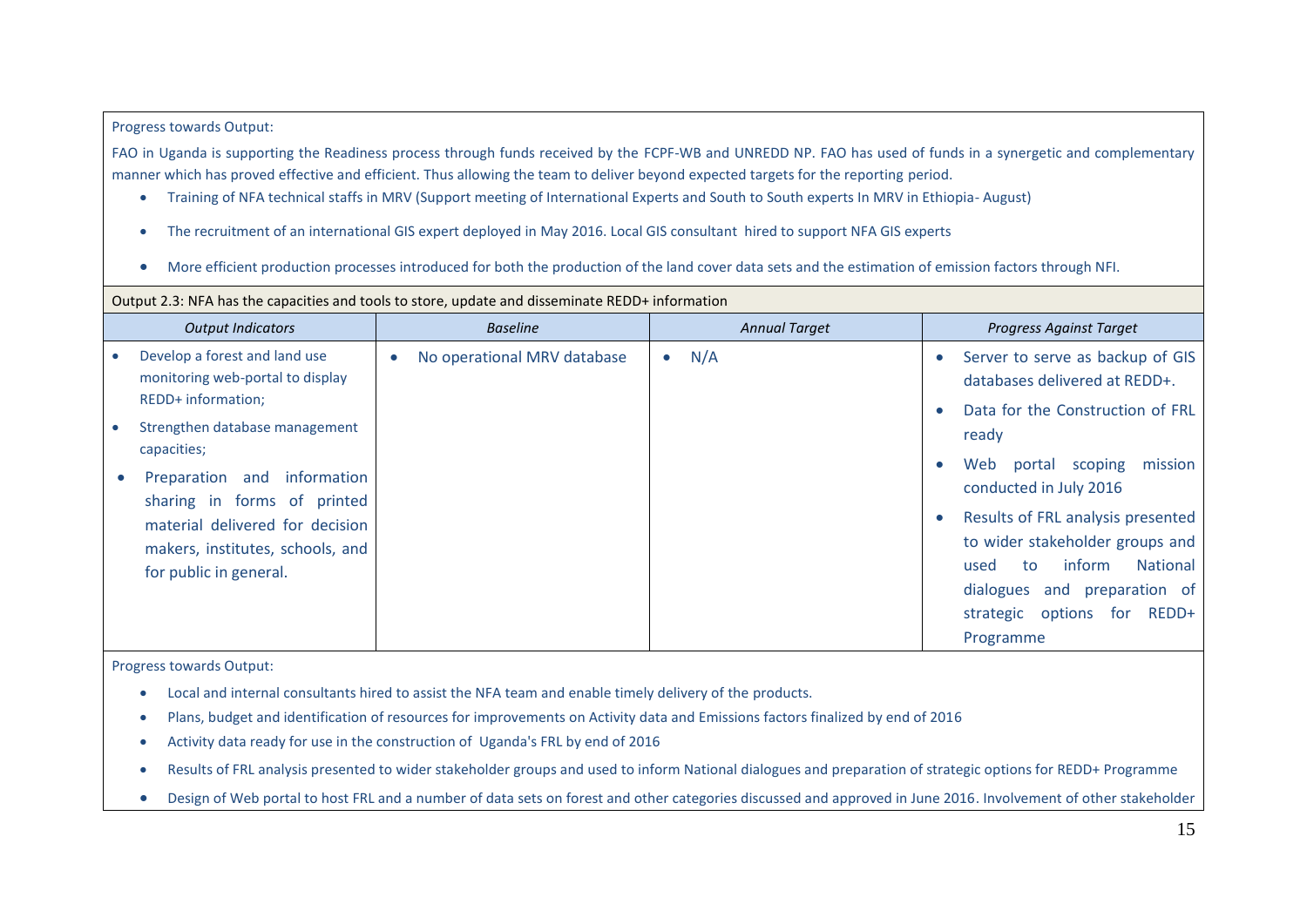Progress towards Output:

FAO in Uganda is supporting the Readiness process through funds received by the FCPF-WB and UNREDD NP. FAO has used of funds in a synergetic and complementary manner which has proved effective and efficient. Thus allowing the team to deliver beyond expected targets for the reporting period.

- Training of NFA technical staffs in MRV (Support meeting of International Experts and South to South experts In MRV in Ethiopia- August)
- The recruitment of an international GIS expert deployed in May 2016. Local GIS consultant hired to support NFA GIS experts
- More efficient production processes introduced for both the production of the land cover data sets and the estimation of emission factors through NFI.

Output 2.3: NFA has the capacities and tools to store, update and disseminate REDD+ information

| *Output Indicators* | *Baseline* | *Annual Target* | *Progress Against Target* |
|---|---|---|---|
| • Develop a forest and land use monitoring web-portal to display REDD+ information;<br>• Strengthen database management capacities;<br>• Preparation and information sharing in forms of printed material delivered for decision makers, institutes, schools, and for public in general. | • No operational MRV database | • N/A | • Server to serve as backup of GIS databases delivered at REDD+.<br>• Data for the Construction of FRL ready<br>• Web portal scoping mission conducted in July 2016<br>• Results of FRL analysis presented to wider stakeholder groups and used to inform National dialogues and preparation of strategic options for REDD+ Programme |

Progress towards Output:

- Local and internal consultants hired to assist the NFA team and enable timely delivery of the products.
- Plans, budget and identification of resources for improvements on Activity data and Emissions factors finalized by end of 2016
- Activity data ready for use in the construction of Uganda's FRL by end of 2016
- Results of FRL analysis presented to wider stakeholder groups and used to inform National dialogues and preparation of strategic options for REDD+ Programme
- Design of Web portal to host FRL and a number of data sets on forest and other categories discussed and approved in June 2016. Involvement of other stakeholder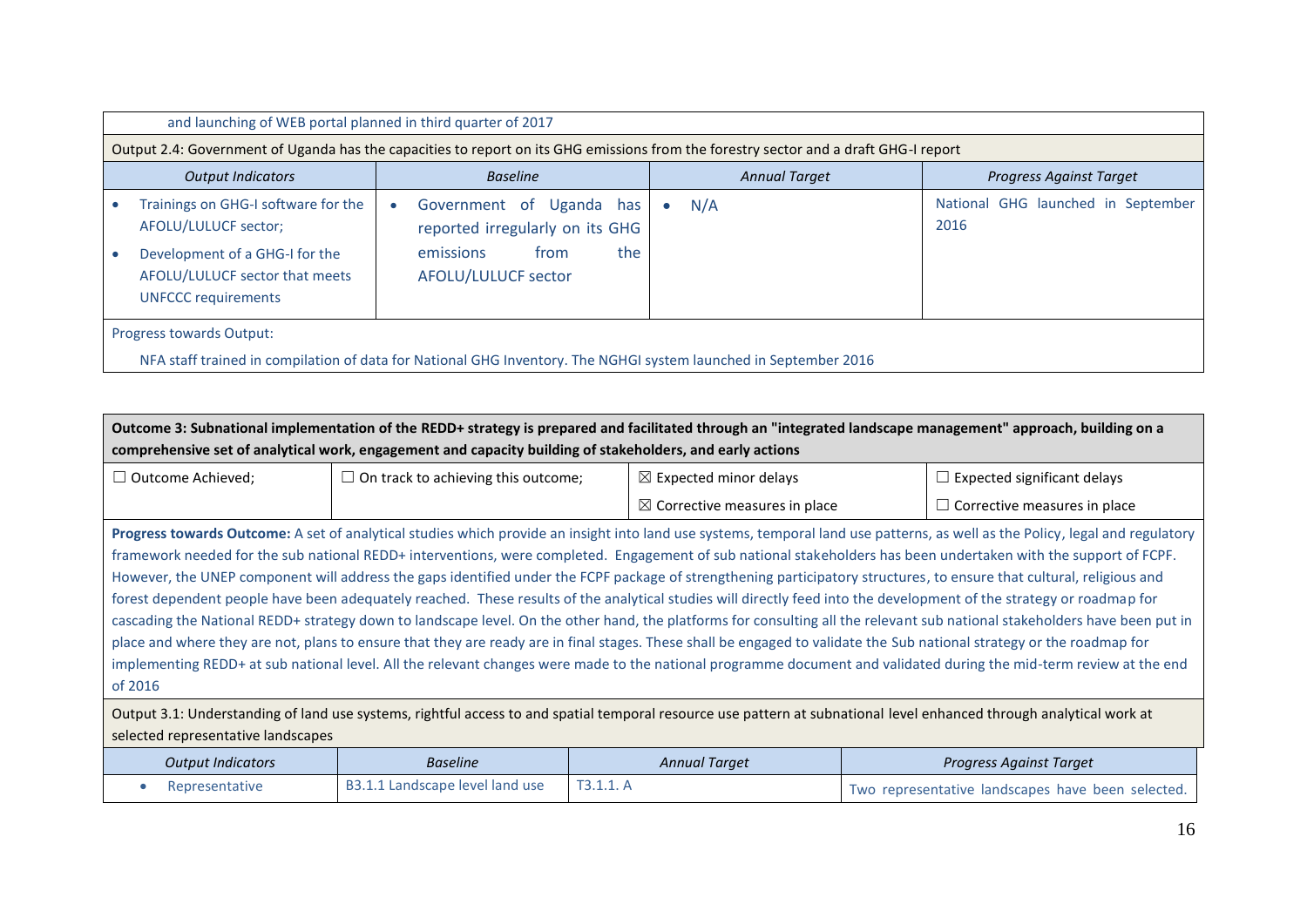and launching of WEB portal planned in third quarter of 2017

Output 2.4: Government of Uganda has the capacities to report on its GHG emissions from the forestry sector and a draft GHG-I report

| *Output Indicators* | *Baseline* | *Annual Target* | *Progress Against Target* |
|---|---|---|---|
| • Trainings on GHG-I software for the AFOLU/LULUCF sector; • Development of a GHG-I for the AFOLU/LULUCF sector that meets UNFCCC requirements | • Government of Uganda has reported irregularly on its GHG emissions from the AFOLU/LULUCF sector | • N/A | National GHG launched in September 2016 |

Progress towards Output:

NFA staff trained in compilation of data for National GHG Inventory. The NGHGI system launched in September 2016

**Outcome 3: Subnational implementation of the REDD+ strategy is prepared and facilitated through an "integrated landscape management" approach, building on a comprehensive set of analytical work, engagement and capacity building of stakeholders, and early actions**

| ☐ Outcome Achieved; | ☐ On track to achieving this outcome; | ☒ Expected minor delays | ☐ Expected significant delays |
|---|---|---|---|
| | | ☒ Corrective measures in place | ☐ Corrective measures in place |

**Progress towards Outcome:** A set of analytical studies which provide an insight into land use systems, temporal land use patterns, as well as the Policy, legal and regulatory framework needed for the sub national REDD+ interventions, were completed. Engagement of sub national stakeholders has been undertaken with the support of FCPF. However, the UNEP component will address the gaps identified under the FCPF package of strengthening participatory structures, to ensure that cultural, religious and forest dependent people have been adequately reached. These results of the analytical studies will directly feed into the development of the strategy or roadmap for cascading the National REDD+ strategy down to landscape level. On the other hand, the platforms for consulting all the relevant sub national stakeholders have been put in place and where they are not, plans to ensure that they are ready are in final stages. These shall be engaged to validate the Sub national strategy or the roadmap for implementing REDD+ at sub national level. All the relevant changes were made to the national programme document and validated during the mid-term review at the end of 2016

Output 3.1: Understanding of land use systems, rightful access to and spatial temporal resource use pattern at subnational level enhanced through analytical work at selected representative landscapes

| *Output Indicators* | *Baseline* | *Annual Target* | *Progress Against Target* |
|---|---|---|---|
| • Representative | B3.1.1 Landscape level land use | T3.1.1. A | Two representative landscapes have been selected. |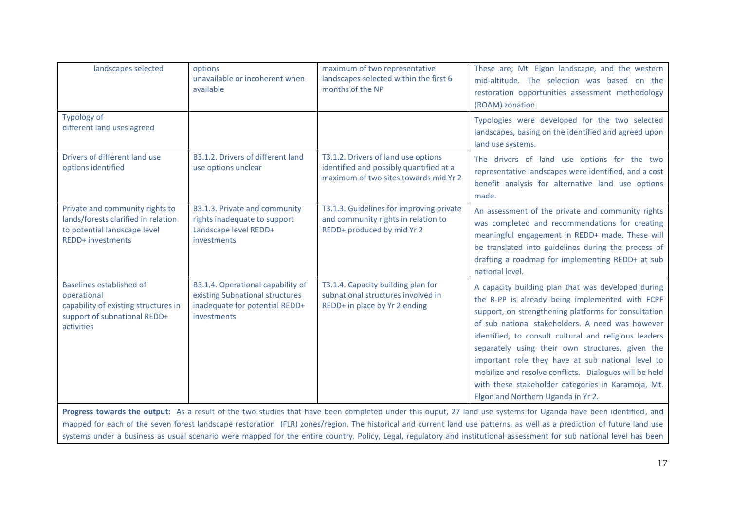| | | | |
|---|---|---|---|
| landscapes selected | options unavailable or incoherent when available | maximum of two representative landscapes selected within the first 6 months of the NP | These are; Mt. Elgon landscape, and the western mid-altitude. The selection was based on the restoration opportunities assessment methodology (ROAM) zonation. |
| Typology of different land uses agreed | | | Typologies were developed for the two selected landscapes, basing on the identified and agreed upon land use systems. |
| Drivers of different land use options identified | B3.1.2. Drivers of different land use options unclear | T3.1.2. Drivers of land use options identified and possibly quantified at a maximum of two sites towards mid Yr 2 | The drivers of land use options for the two representative landscapes were identified, and a cost benefit analysis for alternative land use options made. |
| Private and community rights to lands/forests clarified in relation to potential landscape level REDD+ investments | B3.1.3. Private and community rights inadequate to support Landscape level REDD+ investments | T3.1.3. Guidelines for improving private and community rights in relation to REDD+ produced by mid Yr 2 | An assessment of the private and community rights was completed and recommendations for creating meaningful engagement in REDD+ made. These will be translated into guidelines during the process of drafting a roadmap for implementing REDD+ at sub national level. |
| Baselines established of operational capability of existing structures in support of subnational REDD+ activities | B3.1.4. Operational capability of existing Subnational structures inadequate for potential REDD+ investments | T3.1.4. Capacity building plan for subnational structures involved in REDD+ in place by Yr 2 ending | A capacity building plan that was developed during the R-PP is already being implemented with FCPF support, on strengthening platforms for consultation of sub national stakeholders. A need was however identified, to consult cultural and religious leaders separately using their own structures, given the important role they have at sub national level to mobilize and resolve conflicts. Dialogues will be held with these stakeholder categories in Karamoja, Mt. Elgon and Northern Uganda in Yr 2. |

**Progress towards the output:** As a result of the two studies that have been completed under this ouput, 27 land use systems for Uganda have been identified, and mapped for each of the seven forest landscape restoration (FLR) zones/region. The historical and current land use patterns, as well as a prediction of future land use systems under a business as usual scenario were mapped for the entire country. Policy, Legal, regulatory and institutional assessment for sub national level has been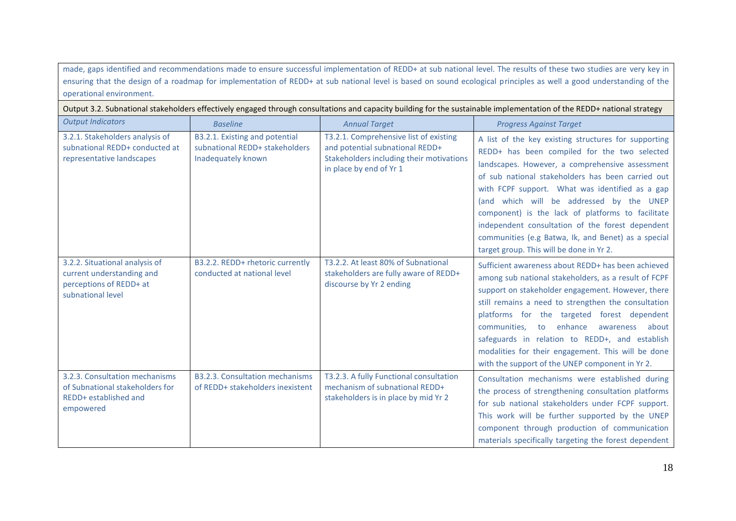made, gaps identified and recommendations made to ensure successful implementation of REDD+ at sub national level. The results of these two studies are very key in ensuring that the design of a roadmap for implementation of REDD+ at sub national level is based on sound ecological principles as well a good understanding of the operational environment.

| Output 3.2. Subnational stakeholders effectively engaged through consultations and capacity building for the sustainable implementation of the REDD+ national strategy | | | |
|---|---|---|---|
| *Output Indicators* | *Baseline* | *Annual Target* | *Progress Against Target* |
| 3.2.1. Stakeholders analysis of subnational REDD+ conducted at representative landscapes | B3.2.1. Existing and potential subnational REDD+ stakeholders Inadequately known | T3.2.1. Comprehensive list of existing and potential subnational REDD+ Stakeholders including their motivations in place by end of Yr 1 | A list of the key existing structures for supporting REDD+ has been compiled for the two selected landscapes. However, a comprehensive assessment of sub national stakeholders has been carried out with FCPF support. What was identified as a gap (and which will be addressed by the UNEP component) is the lack of platforms to facilitate independent consultation of the forest dependent communities (e.g Batwa, Ik, and Benet) as a special target group. This will be done in Yr 2. |
| 3.2.2. Situational analysis of current understanding and perceptions of REDD+ at subnational level | B3.2.2. REDD+ rhetoric currently conducted at national level | T3.2.2. At least 80% of Subnational stakeholders are fully aware of REDD+ discourse by Yr 2 ending | Sufficient awareness about REDD+ has been achieved among sub national stakeholders, as a result of FCPF support on stakeholder engagement. However, there still remains a need to strengthen the consultation platforms for the targeted forest dependent communities, to enhance awareness about safeguards in relation to REDD+, and establish modalities for their engagement. This will be done with the support of the UNEP component in Yr 2. |
| 3.2.3. Consultation mechanisms of Subnational stakeholders for REDD+ established and empowered | B3.2.3. Consultation mechanisms of REDD+ stakeholders inexistent | T3.2.3. A fully Functional consultation mechanism of subnational REDD+ stakeholders is in place by mid Yr 2 | Consultation mechanisms were established during the process of strengthening consultation platforms for sub national stakeholders under FCPF support. This work will be further supported by the UNEP component through production of communication materials specifically targeting the forest dependent |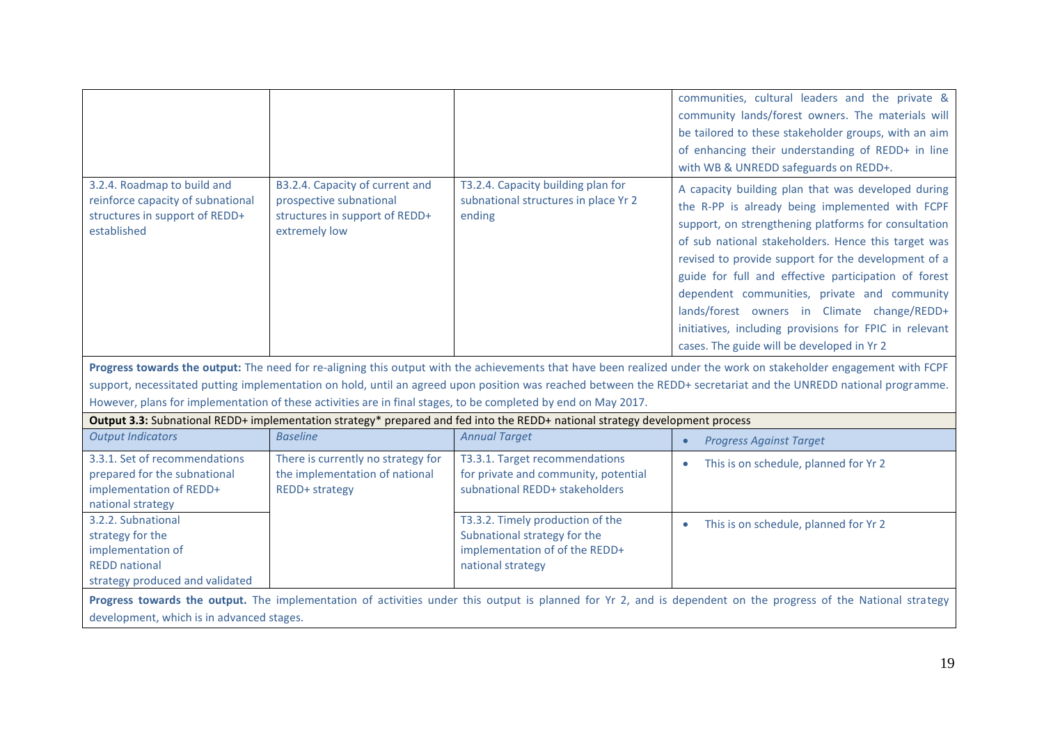| | | | |
|---|---|---|---|
| | | | communities, cultural leaders and the private & community lands/forest owners. The materials will be tailored to these stakeholder groups, with an aim of enhancing their understanding of REDD+ in line with WB & UNREDD safeguards on REDD+. |
| 3.2.4. Roadmap to build and reinforce capacity of subnational structures in support of REDD+ established | B3.2.4. Capacity of current and prospective subnational structures in support of REDD+ extremely low | T3.2.4. Capacity building plan for subnational structures in place Yr 2 ending | A capacity building plan that was developed during the R-PP is already being implemented with FCPF support, on strengthening platforms for consultation of sub national stakeholders. Hence this target was revised to provide support for the development of a guide for full and effective participation of forest dependent communities, private and community lands/forest owners in Climate change/REDD+ initiatives, including provisions for FPIC in relevant cases. The guide will be developed in Yr 2 |

**Progress towards the output:** The need for re-aligning this output with the achievements that have been realized under the work on stakeholder engagement with FCPF support, necessitated putting implementation on hold, until an agreed upon position was reached between the REDD+ secretariat and the UNREDD national programme. However, plans for implementation of these activities are in final stages, to be completed by end on May 2017.

**Output 3.3:** Subnational REDD+ implementation strategy* prepared and fed into the REDD+ national strategy development process

| *Output Indicators* | *Baseline* | *Annual Target* | *Progress Against Target* |
|---|---|---|---|
| 3.3.1. Set of recommendations prepared for the subnational implementation of REDD+ national strategy | There is currently no strategy for the implementation of national REDD+ strategy | T3.3.1. Target recommendations for private and community, potential subnational REDD+ stakeholders | • This is on schedule, planned for Yr 2 |
| 3.2.2. Subnational strategy for the implementation of REDD national strategy produced and validated | | T3.3.2. Timely production of the Subnational strategy for the implementation of of the REDD+ national strategy | • This is on schedule, planned for Yr 2 |

**Progress towards the output.** The implementation of activities under this output is planned for Yr 2, and is dependent on the progress of the National strategy development, which is in advanced stages.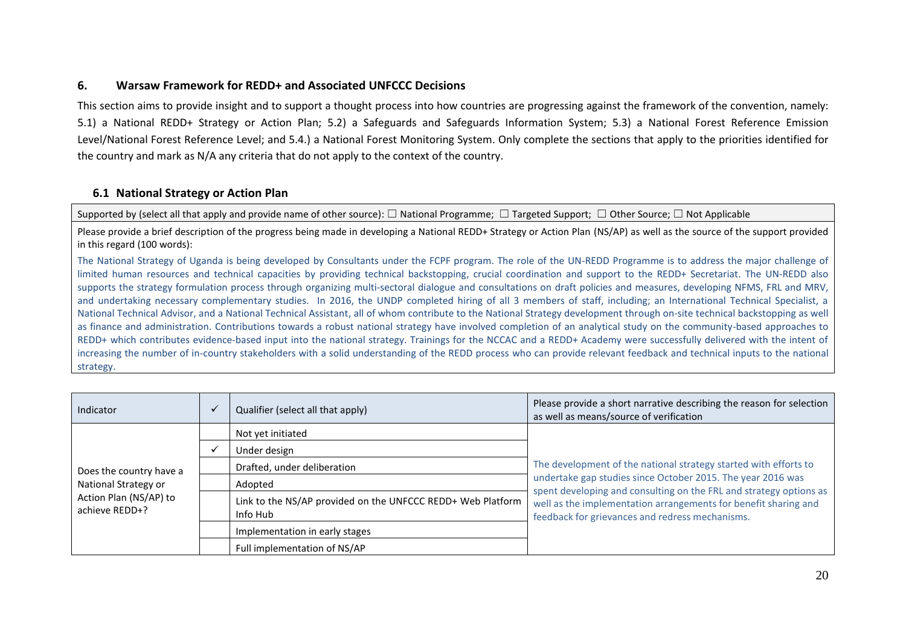## 6. Warsaw Framework for REDD+ and Associated UNFCCC Decisions

This section aims to provide insight and to support a thought process into how countries are progressing against the framework of the convention, namely: 5.1) a National REDD+ Strategy or Action Plan; 5.2) a Safeguards and Safeguards Information System; 5.3) a National Forest Reference Emission Level/National Forest Reference Level; and 5.4.) a National Forest Monitoring System. Only complete the sections that apply to the priorities identified for the country and mark as N/A any criteria that do not apply to the context of the country.

### 6.1 National Strategy or Action Plan

| Supported by (select all that apply and provide name of other source): ☐ National Programme; ☐ Targeted Support; ☐ Other Source; ☐ Not Applicable |
|---|
| Please provide a brief description of the progress being made in developing a National REDD+ Strategy or Action Plan (NS/AP) as well as the source of the support provided in this regard (100 words): |
| The National Strategy of Uganda is being developed by Consultants under the FCPF program. The role of the UN-REDD Programme is to address the major challenge of limited human resources and technical capacities by providing technical backstopping, crucial coordination and support to the REDD+ Secretariat. The UN-REDD also supports the strategy formulation process through organizing multi-sectoral dialogue and consultations on draft policies and measures, developing NFMS, FRL and MRV, and undertaking necessary complementary studies. In 2016, the UNDP completed hiring of all 3 members of staff, including; an International Technical Specialist, a National Technical Advisor, and a National Technical Assistant, all of whom contribute to the National Strategy development through on-site technical backstopping as well as finance and administration. Contributions towards a robust national strategy have involved completion of an analytical study on the community-based approaches to REDD+ which contributes evidence-based input into the national strategy. Trainings for the NCCAC and a REDD+ Academy were successfully delivered with the intent of increasing the number of in-country stakeholders with a solid understanding of the REDD process who can provide relevant feedback and technical inputs to the national strategy. |

| Indicator | ✓ | Qualifier (select all that apply) | Please provide a short narrative describing the reason for selection as well as means/source of verification |
|---|---|---|---|
| Does the country have a National Strategy or Action Plan (NS/AP) to achieve REDD+? | | Not yet initiated | The development of the national strategy started with efforts to undertake gap studies since October 2015. The year 2016 was spent developing and consulting on the FRL and strategy options as well as the implementation arrangements for benefit sharing and feedback for grievances and redress mechanisms. |
| | ✓ | Under design | |
| | | Drafted, under deliberation | |
| | | Adopted | |
| | | Link to the NS/AP provided on the UNFCCC REDD+ Web Platform Info Hub | |
| | | Implementation in early stages | |
| | | Full implementation of NS/AP | |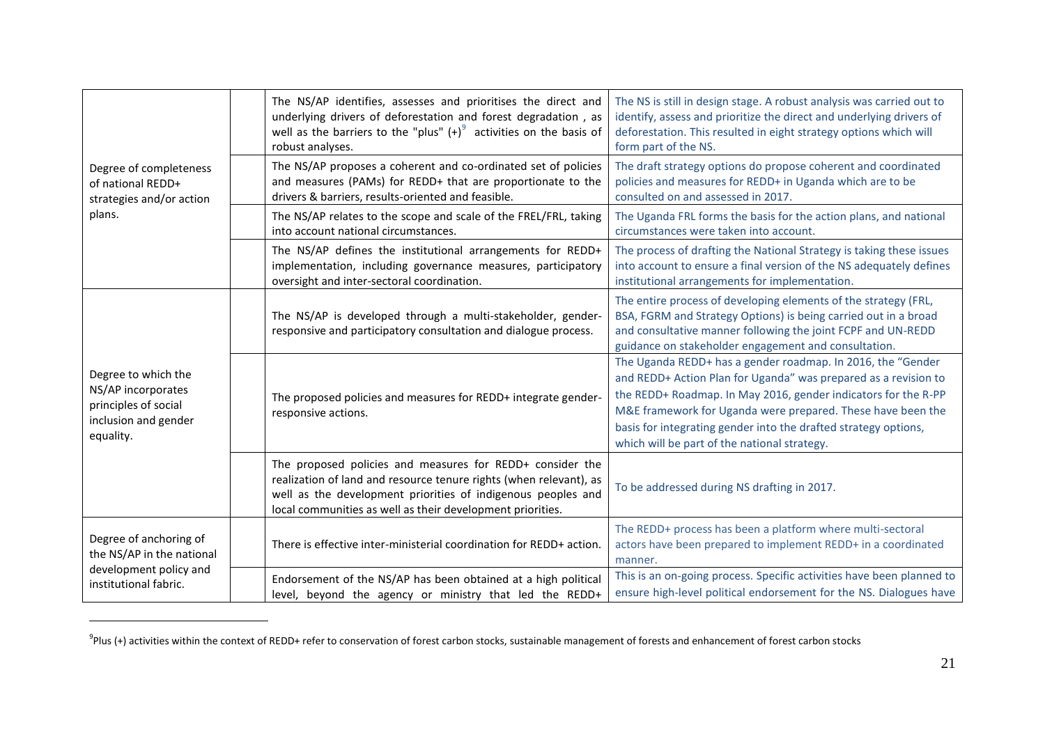| | | | |
|---|---|---|---|
| Degree of completeness of national REDD+ strategies and/or action plans. | | The NS/AP identifies, assesses and prioritises the direct and underlying drivers of deforestation and forest degradation , as well as the barriers to the "plus" (+)[9] activities on the basis of robust analyses. | The NS is still in design stage. A robust analysis was carried out to identify, assess and prioritize the direct and underlying drivers of deforestation. This resulted in eight strategy options which will form part of the NS. |
| | | The NS/AP proposes a coherent and co-ordinated set of policies and measures (PAMs) for REDD+ that are proportionate to the drivers & barriers, results-oriented and feasible. | The draft strategy options do propose coherent and coordinated policies and measures for REDD+ in Uganda which are to be consulted on and assessed in 2017. |
| | | The NS/AP relates to the scope and scale of the FREL/FRL, taking into account national circumstances. | The Uganda FRL forms the basis for the action plans, and national circumstances were taken into account. |
| | | The NS/AP defines the institutional arrangements for REDD+ implementation, including governance measures, participatory oversight and inter-sectoral coordination. | The process of drafting the National Strategy is taking these issues into account to ensure a final version of the NS adequately defines institutional arrangements for implementation. |
| Degree to which the NS/AP incorporates principles of social inclusion and gender equality. | | The NS/AP is developed through a multi-stakeholder, gender-responsive and participatory consultation and dialogue process. | The entire process of developing elements of the strategy (FRL, BSA, FGRM and Strategy Options) is being carried out in a broad and consultative manner following the joint FCPF and UN-REDD guidance on stakeholder engagement and consultation. |
| | | The proposed policies and measures for REDD+ integrate gender-responsive actions. | The Uganda REDD+ has a gender roadmap. In 2016, the "Gender and REDD+ Action Plan for Uganda" was prepared as a revision to the REDD+ Roadmap. In May 2016, gender indicators for the R-PP M&E framework for Uganda were prepared. These have been the basis for integrating gender into the drafted strategy options, which will be part of the national strategy. |
| | | The proposed policies and measures for REDD+ consider the realization of land and resource tenure rights (when relevant), as well as the development priorities of indigenous peoples and local communities as well as their development priorities. | To be addressed during NS drafting in 2017. |
| Degree of anchoring of the NS/AP in the national development policy and institutional fabric. | | There is effective inter-ministerial coordination for REDD+ action. | The REDD+ process has been a platform where multi-sectoral actors have been prepared to implement REDD+ in a coordinated manner. |
| | | Endorsement of the NS/AP has been obtained at a high political level, beyond the agency or ministry that led the REDD+ | This is an on-going process. Specific activities have been planned to ensure high-level political endorsement for the NS. Dialogues have |

[9] Plus (+) activities within the context of REDD+ refer to conservation of forest carbon stocks, sustainable management of forests and enhancement of forest carbon stocks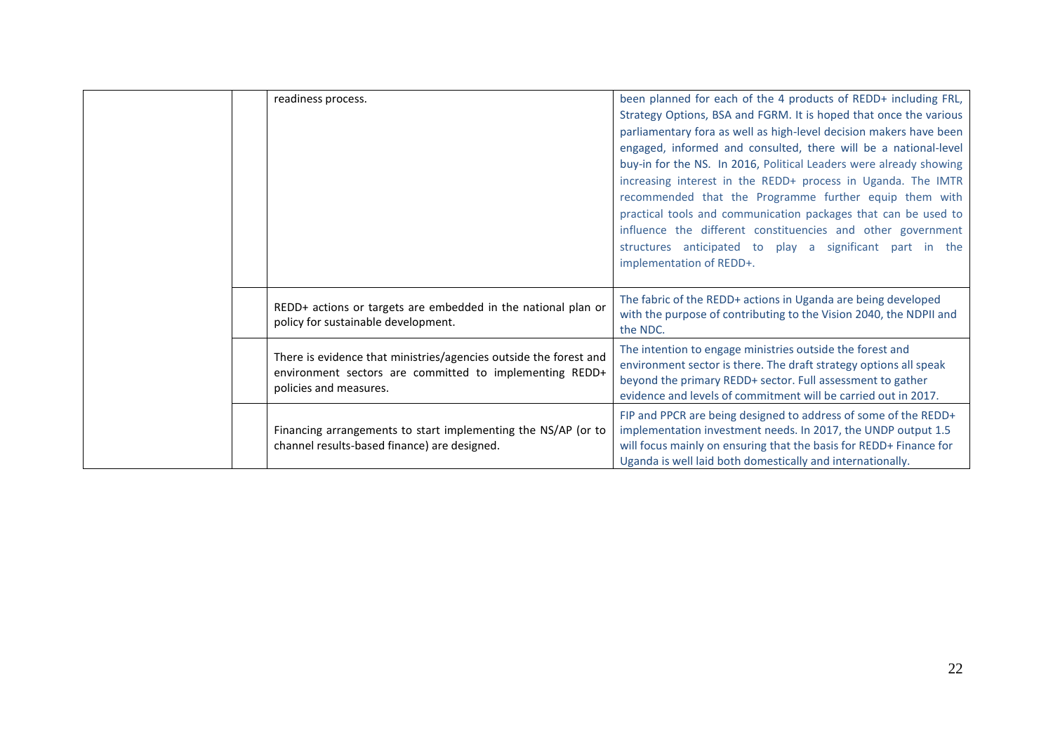| | | | |
|---|---|---|---|
| | | readiness process. | been planned for each of the 4 products of REDD+ including FRL, Strategy Options, BSA and FGRM. It is hoped that once the various parliamentary fora as well as high-level decision makers have been engaged, informed and consulted, there will be a national-level buy-in for the NS. In 2016, Political Leaders were already showing increasing interest in the REDD+ process in Uganda. The IMTR recommended that the Programme further equip them with practical tools and communication packages that can be used to influence the different constituencies and other government structures anticipated to play a significant part in the implementation of REDD+. |
| | | REDD+ actions or targets are embedded in the national plan or policy for sustainable development. | The fabric of the REDD+ actions in Uganda are being developed with the purpose of contributing to the Vision 2040, the NDPII and the NDC. |
| | | There is evidence that ministries/agencies outside the forest and environment sectors are committed to implementing REDD+ policies and measures. | The intention to engage ministries outside the forest and environment sector is there. The draft strategy options all speak beyond the primary REDD+ sector. Full assessment to gather evidence and levels of commitment will be carried out in 2017. |
| | | Financing arrangements to start implementing the NS/AP (or to channel results-based finance) are designed. | FIP and PPCR are being designed to address of some of the REDD+ implementation investment needs. In 2017, the UNDP output 1.5 will focus mainly on ensuring that the basis for REDD+ Finance for Uganda is well laid both domestically and internationally. |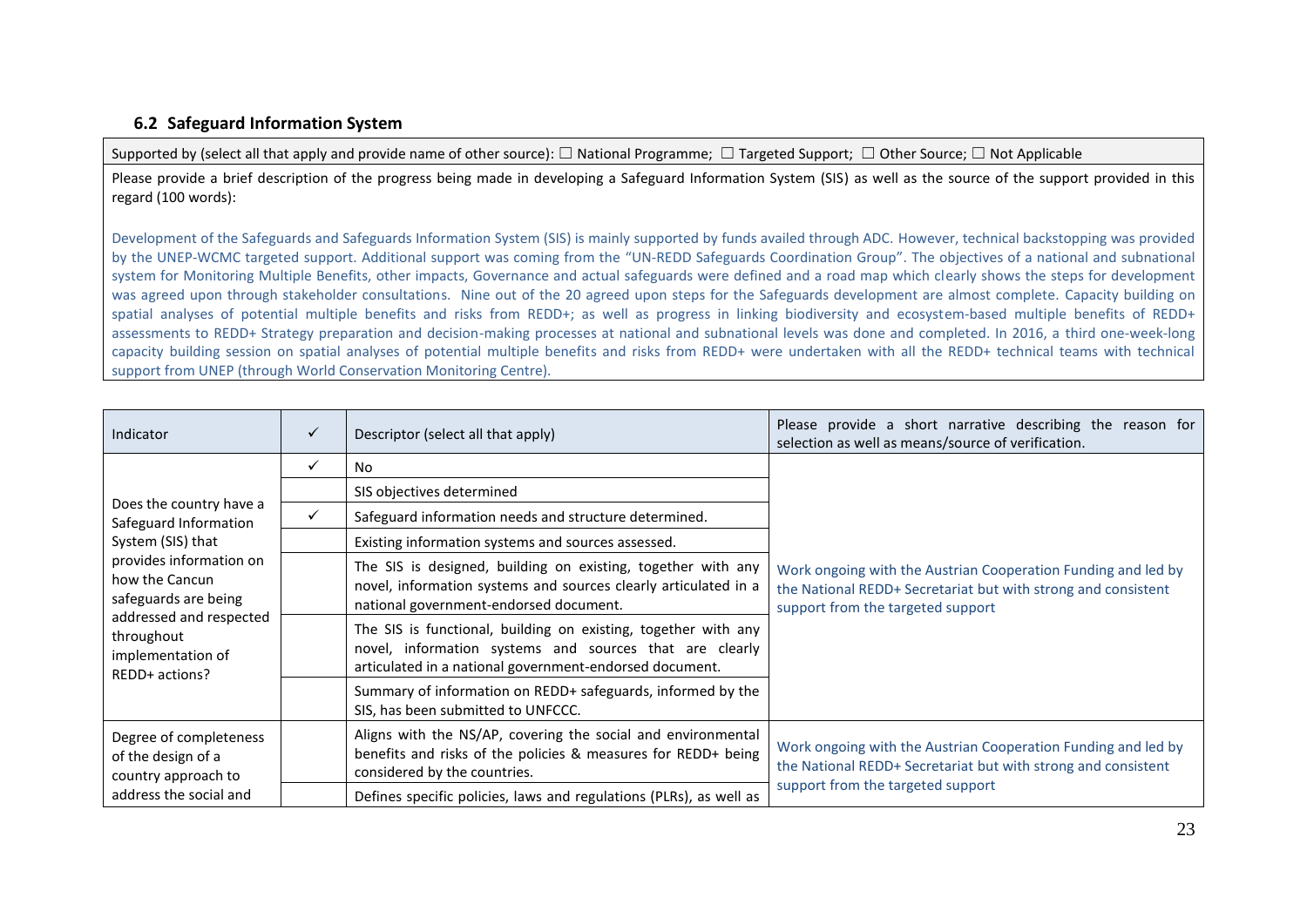### 6.2 Safeguard Information System

| Supported by (select all that apply and provide name of other source): ☐ National Programme; ☐ Targeted Support; ☐ Other Source; ☐ Not Applicable |
|---|
| Please provide a brief description of the progress being made in developing a Safeguard Information System (SIS) as well as the source of the support provided in this regard (100 words):<br><br>Development of the Safeguards and Safeguards Information System (SIS) is mainly supported by funds availed through ADC. However, technical backstopping was provided by the UNEP-WCMC targeted support. Additional support was coming from the "UN-REDD Safeguards Coordination Group". The objectives of a national and subnational system for Monitoring Multiple Benefits, other impacts, Governance and actual safeguards were defined and a road map which clearly shows the steps for development was agreed upon through stakeholder consultations. Nine out of the 20 agreed upon steps for the Safeguards development are almost complete. Capacity building on spatial analyses of potential multiple benefits and risks from REDD+; as well as progress in linking biodiversity and ecosystem-based multiple benefits of REDD+ assessments to REDD+ Strategy preparation and decision-making processes at national and subnational levels was done and completed. In 2016, a third one-week-long capacity building session on spatial analyses of potential multiple benefits and risks from REDD+ were undertaken with all the REDD+ technical teams with technical support from UNEP (through World Conservation Monitoring Centre). |

| Indicator | ✓ | Descriptor (select all that apply) | Please provide a short narrative describing the reason for selection as well as means/source of verification. |
|---|---|---|---|
| Does the country have a Safeguard Information System (SIS) that provides information on how the Cancun safeguards are being addressed and respected throughout implementation of REDD+ actions? | ✓ | No | Work ongoing with the Austrian Cooperation Funding and led by the National REDD+ Secretariat but with strong and consistent support from the targeted support |
| | | SIS objectives determined | |
| | ✓ | Safeguard information needs and structure determined. | |
| | | Existing information systems and sources assessed. | |
| | | The SIS is designed, building on existing, together with any novel, information systems and sources clearly articulated in a national government-endorsed document. | |
| | | The SIS is functional, building on existing, together with any novel, information systems and sources that are clearly articulated in a national government-endorsed document. | |
| | | Summary of information on REDD+ safeguards, informed by the SIS, has been submitted to UNFCCC. | |
| Degree of completeness of the design of a country approach to address the social and | | Aligns with the NS/AP, covering the social and environmental benefits and risks of the policies & measures for REDD+ being considered by the countries. | Work ongoing with the Austrian Cooperation Funding and led by the National REDD+ Secretariat but with strong and consistent support from the targeted support |
| | | Defines specific policies, laws and regulations (PLRs), as well as | |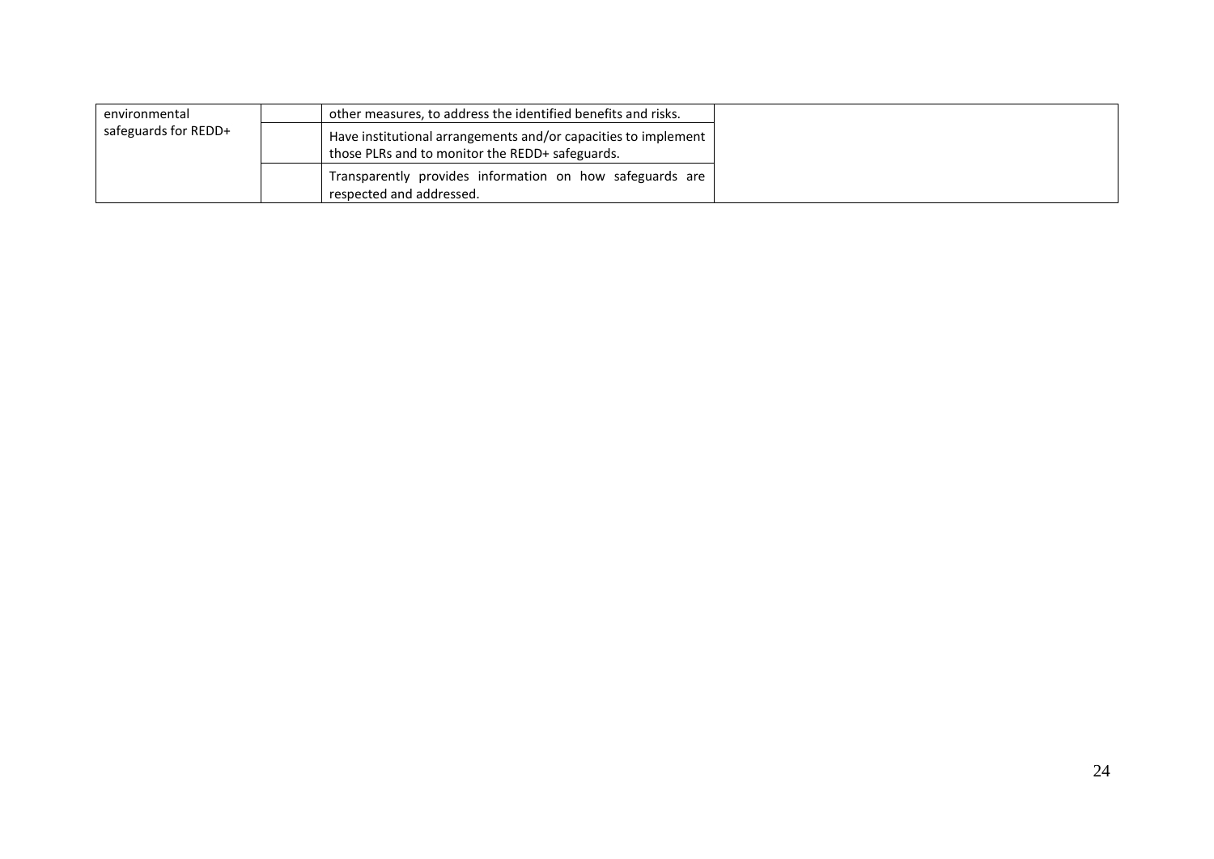| | | | |
|---|---|---|---|
| environmental safeguards for REDD+ | | other measures, to address the identified benefits and risks. | |
| | | Have institutional arrangements and/or capacities to implement those PLRs and to monitor the REDD+ safeguards. | |
| | | Transparently provides information on how safeguards are respected and addressed. | |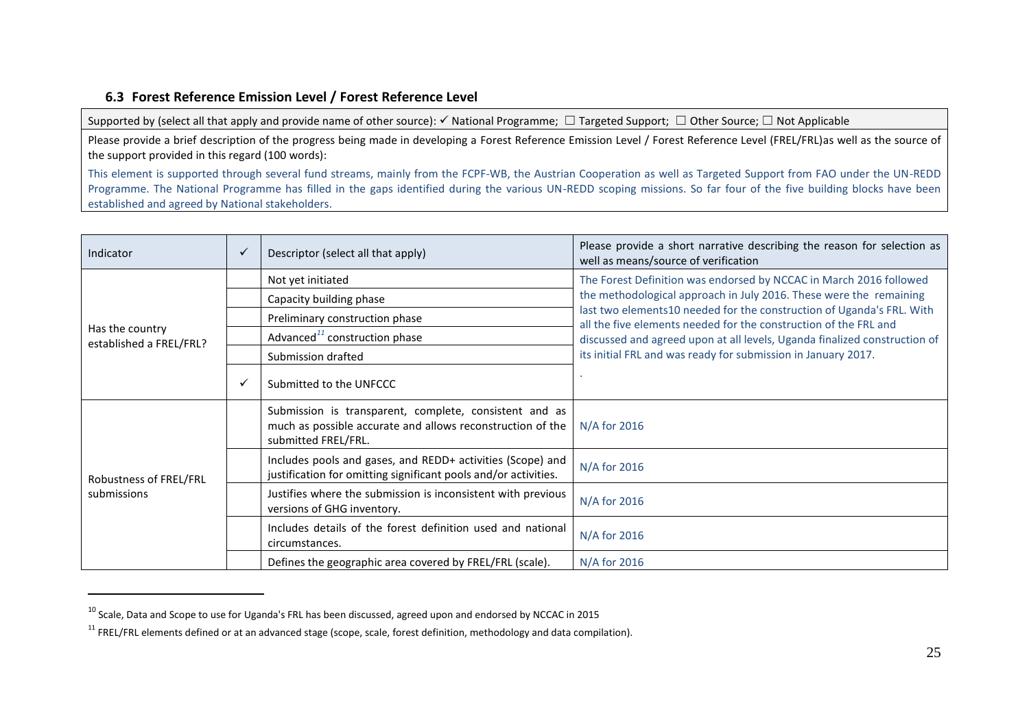### 6.3 Forest Reference Emission Level / Forest Reference Level

| Supported by (select all that apply and provide name of other source): ✓ National Programme; ☐ Targeted Support; ☐ Other Source; ☐ Not Applicable |
|---|
| Please provide a brief description of the progress being made in developing a Forest Reference Emission Level / Forest Reference Level (FREL/FRL)as well as the source of the support provided in this regard (100 words): |
| This element is supported through several fund streams, mainly from the FCPF-WB, the Austrian Cooperation as well as Targeted Support from FAO under the UN-REDD Programme. The National Programme has filled in the gaps identified during the various UN-REDD scoping missions. So far four of the five building blocks have been established and agreed by National stakeholders. |

| Indicator | ✓ | Descriptor (select all that apply) | Please provide a short narrative describing the reason for selection as well as means/source of verification |
|---|---|---|---|
| Has the country established a FREL/FRL? | | Not yet initiated | The Forest Definition was endorsed by NCCAC in March 2016 followed the methodological approach in July 2016. These were the remaining last two elements[10] needed for the construction of Uganda's FRL. With all the five elements needed for the construction of the FRL and discussed and agreed upon at all levels, Uganda finalized construction of its initial FRL and was ready for submission in January 2017. |
| | | Capacity building phase | |
| | | Preliminary construction phase | |
| | | Advanced[11] construction phase | |
| | | Submission drafted | |
| | ✓ | Submitted to the UNFCCC | . |
| Robustness of FREL/FRL submissions | | Submission is transparent, complete, consistent and as much as possible accurate and allows reconstruction of the submitted FREL/FRL. | N/A for 2016 |
| | | Includes pools and gases, and REDD+ activities (Scope) and justification for omitting significant pools and/or activities. | N/A for 2016 |
| | | Justifies where the submission is inconsistent with previous versions of GHG inventory. | N/A for 2016 |
| | | Includes details of the forest definition used and national circumstances. | N/A for 2016 |
| | | Defines the geographic area covered by FREL/FRL (scale). | N/A for 2016 |

[10] Scale, Data and Scope to use for Uganda's FRL has been discussed, agreed upon and endorsed by NCCAC in 2015

[11] FREL/FRL elements defined or at an advanced stage (scope, scale, forest definition, methodology and data compilation).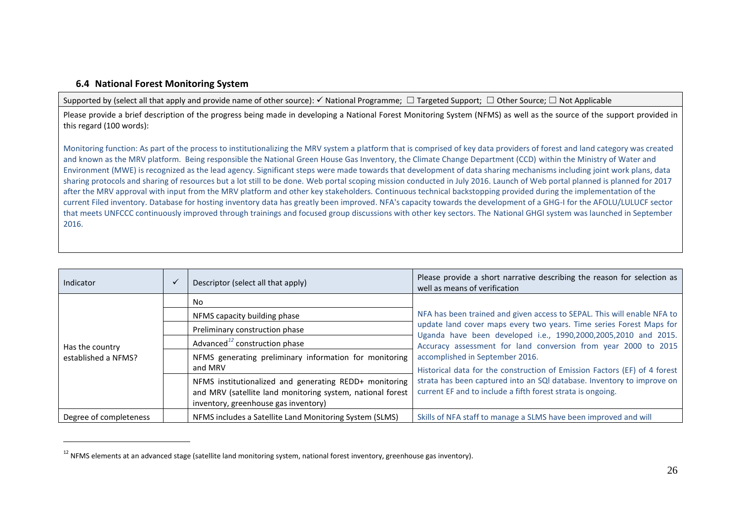### 6.4 National Forest Monitoring System

| Supported by (select all that apply and provide name of other source): ✓ National Programme; ☐ Targeted Support; ☐ Other Source; ☐ Not Applicable |
|---|
| Please provide a brief description of the progress being made in developing a National Forest Monitoring System (NFMS) as well as the source of the support provided in this regard (100 words):<br><br>Monitoring function: As part of the process to institutionalizing the MRV system a platform that is comprised of key data providers of forest and land category was created and known as the MRV platform. Being responsible the National Green House Gas Inventory, the Climate Change Department (CCD) within the Ministry of Water and Environment (MWE) is recognized as the lead agency. Significant steps were made towards that development of data sharing mechanisms including joint work plans, data sharing protocols and sharing of resources but a lot still to be done. Web portal scoping mission conducted in July 2016. Launch of Web portal planned is planned for 2017 after the MRV approval with input from the MRV platform and other key stakeholders. Continuous technical backstopping provided during the implementation of the current Filed inventory. Database for hosting inventory data has greatly been improved. NFA's capacity towards the development of a GHG-I for the AFOLU/LULUCF sector that meets UNFCCC continuously improved through trainings and focused group discussions with other key sectors. The National GHGI system was launched in September 2016. |

| Indicator | ✓ | Descriptor (select all that apply) | Please provide a short narrative describing the reason for selection as well as means of verification |
|---|---|---|---|
| Has the country established a NFMS? | | No | NFA has been trained and given access to SEPAL. This will enable NFA to update land cover maps every two years. Time series Forest Maps for Uganda have been developed i.e., 1990,2000,2005,2010 and 2015. Accuracy assessment for land conversion from year 2000 to 2015 accomplished in September 2016.<br>Historical data for the construction of Emission Factors (EF) of 4 forest strata has been captured into an SQl database. Inventory to improve on current EF and to include a fifth forest strata is ongoing. |
| | | NFMS capacity building phase | |
| | | Preliminary construction phase | |
| | | Advanced[12] construction phase | |
| | | NFMS generating preliminary information for monitoring and MRV | |
| | | NFMS institutionalized and generating REDD+ monitoring and MRV (satellite land monitoring system, national forest inventory, greenhouse gas inventory) | |
| Degree of completeness | | NFMS includes a Satellite Land Monitoring System (SLMS) | Skills of NFA staff to manage a SLMS have been improved and will |

[12] NFMS elements at an advanced stage (satellite land monitoring system, national forest inventory, greenhouse gas inventory).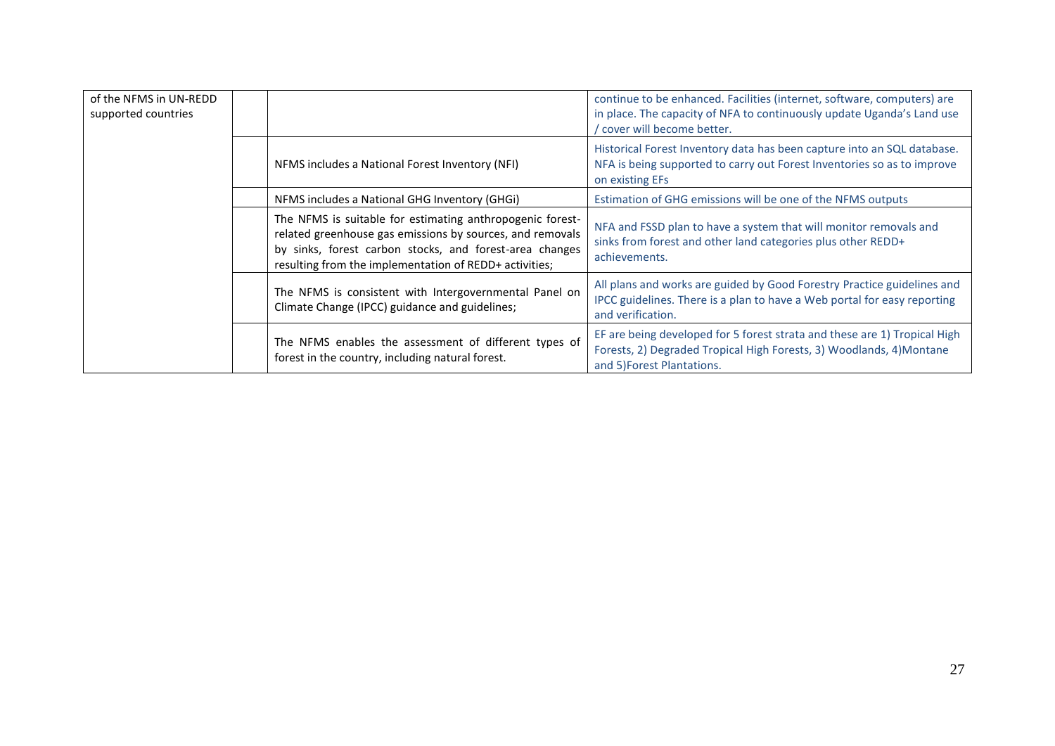| | | | |
|---|---|---|---|
| of the NFMS in UN-REDD supported countries | | | continue to be enhanced. Facilities (internet, software, computers) are in place. The capacity of NFA to continuously update Uganda's Land use / cover will become better. |
| | | NFMS includes a National Forest Inventory (NFI) | Historical Forest Inventory data has been capture into an SQL database. NFA is being supported to carry out Forest Inventories so as to improve on existing EFs |
| | | NFMS includes a National GHG Inventory (GHGi) | Estimation of GHG emissions will be one of the NFMS outputs |
| | | The NFMS is suitable for estimating anthropogenic forest-related greenhouse gas emissions by sources, and removals by sinks, forest carbon stocks, and forest-area changes resulting from the implementation of REDD+ activities; | NFA and FSSD plan to have a system that will monitor removals and sinks from forest and other land categories plus other REDD+ achievements. |
| | | The NFMS is consistent with Intergovernmental Panel on Climate Change (IPCC) guidance and guidelines; | All plans and works are guided by Good Forestry Practice guidelines and IPCC guidelines. There is a plan to have a Web portal for easy reporting and verification. |
| | | The NFMS enables the assessment of different types of forest in the country, including natural forest. | EF are being developed for 5 forest strata and these are 1) Tropical High Forests, 2) Degraded Tropical High Forests, 3) Woodlands, 4)Montane and 5)Forest Plantations. |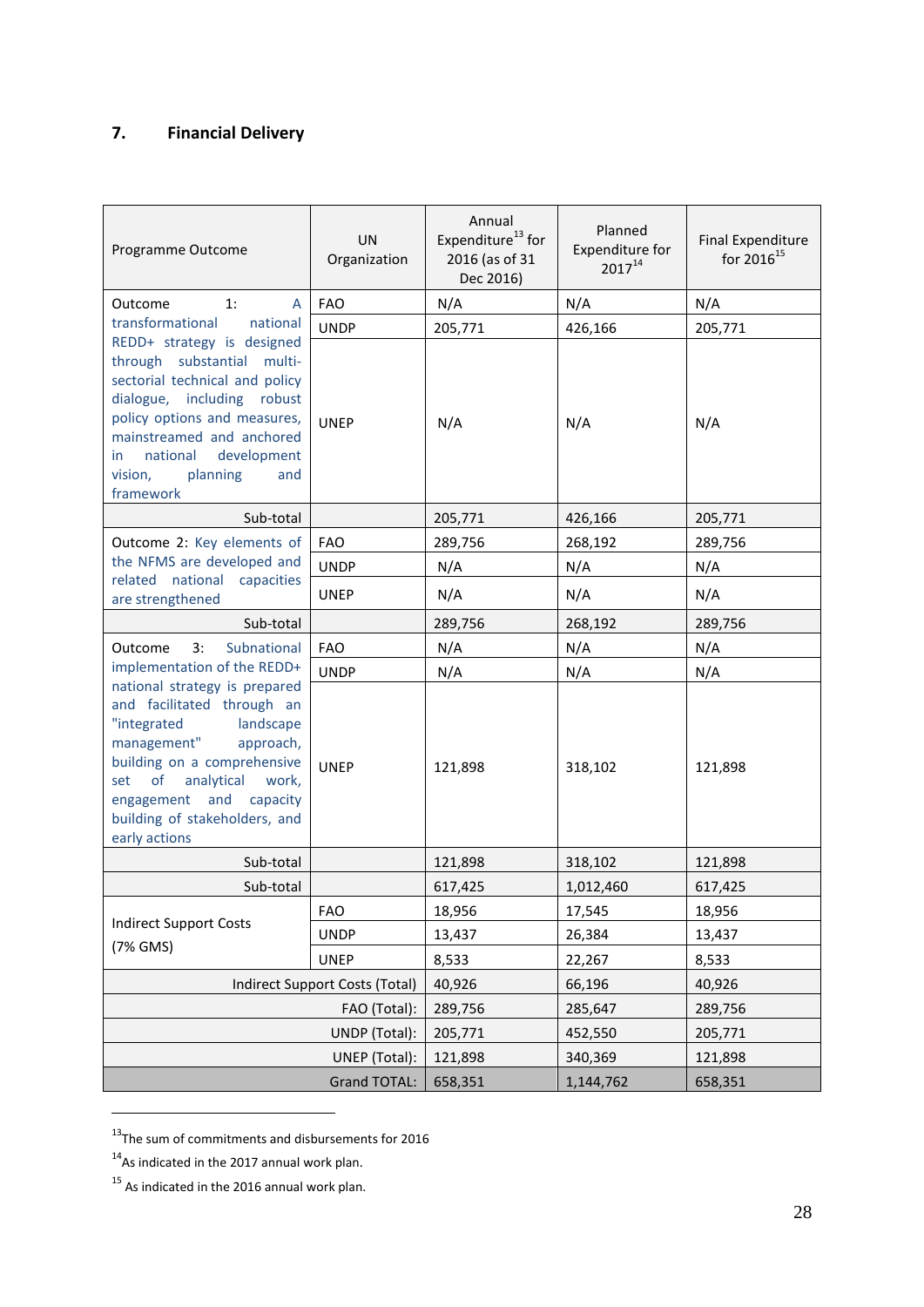## 7. Financial Delivery

| Programme Outcome | UN Organization | Annual Expenditure[13] for 2016 (as of 31 Dec 2016) | Planned Expenditure for 2017[14] | Final Expenditure for 2016[15] |
|---|---|---|---|---|
| Outcome 1: A transformational national REDD+ strategy is designed through substantial multi-sectorial technical and policy dialogue, including robust policy options and measures, mainstreamed and anchored in national development vision, planning and framework | FAO | N/A | N/A | N/A |
| | UNDP | 205,771 | 426,166 | 205,771 |
| | UNEP | N/A | N/A | N/A |
| Sub-total | | 205,771 | 426,166 | 205,771 |
| Outcome 2: Key elements of the NFMS are developed and related national capacities are strengthened | FAO | 289,756 | 268,192 | 289,756 |
| | UNDP | N/A | N/A | N/A |
| | UNEP | N/A | N/A | N/A |
| Sub-total | | 289,756 | 268,192 | 289,756 |
| Outcome 3: Subnational implementation of the REDD+ national strategy is prepared and facilitated through an "integrated landscape management" approach, building on a comprehensive set of analytical work, engagement and capacity building of stakeholders, and early actions | FAO | N/A | N/A | N/A |
| | UNDP | N/A | N/A | N/A |
| | UNEP | 121,898 | 318,102 | 121,898 |
| Sub-total | | 121,898 | 318,102 | 121,898 |
| Sub-total | | 617,425 | 1,012,460 | 617,425 |
| Indirect Support Costs (7% GMS) | FAO | 18,956 | 17,545 | 18,956 |
| | UNDP | 13,437 | 26,384 | 13,437 |
| | UNEP | 8,533 | 22,267 | 8,533 |
| Indirect Support Costs (Total) | | 40,926 | 66,196 | 40,926 |
| FAO (Total): | | 289,756 | 285,647 | 289,756 |
| UNDP (Total): | | 205,771 | 452,550 | 205,771 |
| UNEP (Total): | | 121,898 | 340,369 | 121,898 |
| Grand TOTAL: | | 658,351 | 1,144,762 | 658,351 |

[13] The sum of commitments and disbursements for 2016

[14] As indicated in the 2017 annual work plan.

[15] As indicated in the 2016 annual work plan.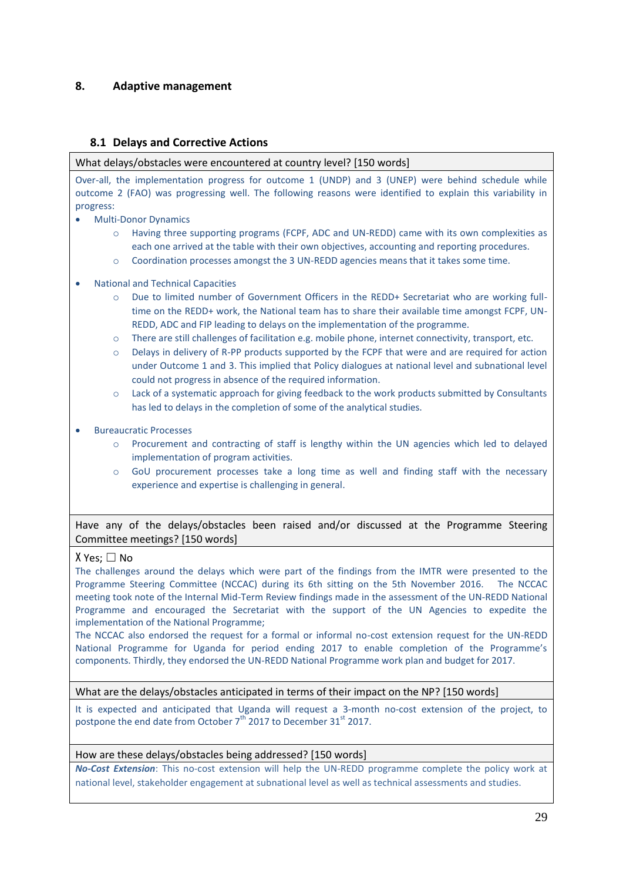## 8. Adaptive management

### 8.1 Delays and Corrective Actions

**What delays/obstacles were encountered at country level? [150 words]**

Over-all, the implementation progress for outcome 1 (UNDP) and 3 (UNEP) were behind schedule while outcome 2 (FAO) was progressing well. The following reasons were identified to explain this variability in progress:

- Multi-Donor Dynamics
  - Having three supporting programs (FCPF, ADC and UN-REDD) came with its own complexities as each one arrived at the table with their own objectives, accounting and reporting procedures.
  - Coordination processes amongst the 3 UN-REDD agencies means that it takes some time.
- National and Technical Capacities
  - Due to limited number of Government Officers in the REDD+ Secretariat who are working full-time on the REDD+ work, the National team has to share their available time amongst FCPF, UN-REDD, ADC and FIP leading to delays on the implementation of the programme.
  - There are still challenges of facilitation e.g. mobile phone, internet connectivity, transport, etc.
  - Delays in delivery of R-PP products supported by the FCPF that were and are required for action under Outcome 1 and 3. This implied that Policy dialogues at national level and subnational level could not progress in absence of the required information.
  - Lack of a systematic approach for giving feedback to the work products submitted by Consultants has led to delays in the completion of some of the analytical studies.
- Bureaucratic Processes
  - Procurement and contracting of staff is lengthy within the UN agencies which led to delayed implementation of program activities.
  - GoU procurement processes take a long time as well and finding staff with the necessary experience and expertise is challenging in general.

**Have any of the delays/obstacles been raised and/or discussed at the Programme Steering Committee meetings? [150 words]**

X Yes; ☐ No

The challenges around the delays which were part of the findings from the IMTR were presented to the Programme Steering Committee (NCCAC) during its 6th sitting on the 5th November 2016. The NCCAC meeting took note of the Internal Mid-Term Review findings made in the assessment of the UN-REDD National Programme and encouraged the Secretariat with the support of the UN Agencies to expedite the implementation of the National Programme;

The NCCAC also endorsed the request for a formal or informal no-cost extension request for the UN-REDD National Programme for Uganda for period ending 2017 to enable completion of the Programme's components. Thirdly, they endorsed the UN-REDD National Programme work plan and budget for 2017.

**What are the delays/obstacles anticipated in terms of their impact on the NP? [150 words]**

It is expected and anticipated that Uganda will request a 3-month no-cost extension of the project, to postpone the end date from October 7th 2017 to December 31st 2017.

**How are these delays/obstacles being addressed? [150 words]**

***No-Cost Extension***: This no-cost extension will help the UN-REDD programme complete the policy work at national level, stakeholder engagement at subnational level as well as technical assessments and studies.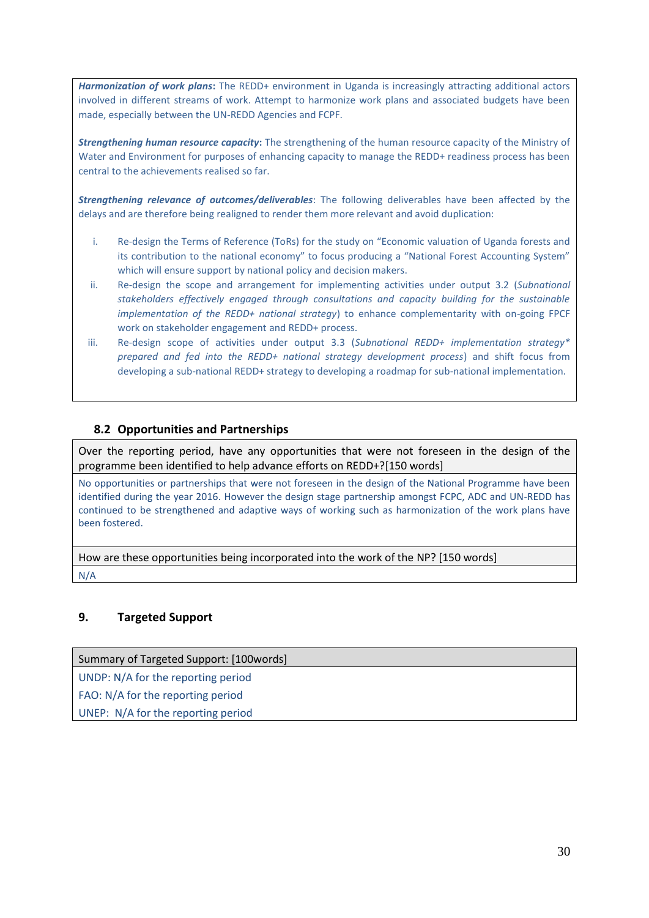***Harmonization of work plans*:** The REDD+ environment in Uganda is increasingly attracting additional actors involved in different streams of work. Attempt to harmonize work plans and associated budgets have been made, especially between the UN-REDD Agencies and FCPF.

***Strengthening human resource capacity*:** The strengthening of the human resource capacity of the Ministry of Water and Environment for purposes of enhancing capacity to manage the REDD+ readiness process has been central to the achievements realised so far.

***Strengthening relevance of outcomes/deliverables***: The following deliverables have been affected by the delays and are therefore being realigned to render them more relevant and avoid duplication:

i. Re-design the Terms of Reference (ToRs) for the study on "Economic valuation of Uganda forests and its contribution to the national economy" to focus producing a "National Forest Accounting System" which will ensure support by national policy and decision makers.
ii. Re-design the scope and arrangement for implementing activities under output 3.2 (*Subnational stakeholders effectively engaged through consultations and capacity building for the sustainable implementation of the REDD+ national strategy*) to enhance complementarity with on-going FPCF work on stakeholder engagement and REDD+ process.
iii. Re-design scope of activities under output 3.3 (*Subnational REDD+ implementation strategy* prepared and fed into the REDD+ national strategy development process*) and shift focus from developing a sub-national REDD+ strategy to developing a roadmap for sub-national implementation.

### 8.2 Opportunities and Partnerships

| |
|---|
| Over the reporting period, have any opportunities that were not foreseen in the design of the programme been identified to help advance efforts on REDD+?[150 words] |
| No opportunities or partnerships that were not foreseen in the design of the National Programme have been identified during the year 2016. However the design stage partnership amongst FCPC, ADC and UN-REDD has continued to be strengthened and adaptive ways of working such as harmonization of the work plans have been fostered. |
| How are these opportunities being incorporated into the work of the NP? [150 words] |
| N/A |

## 9. Targeted Support

| |
|---|
| Summary of Targeted Support: [100words] |
| UNDP: N/A for the reporting period<br>FAO: N/A for the reporting period<br>UNEP: N/A for the reporting period |